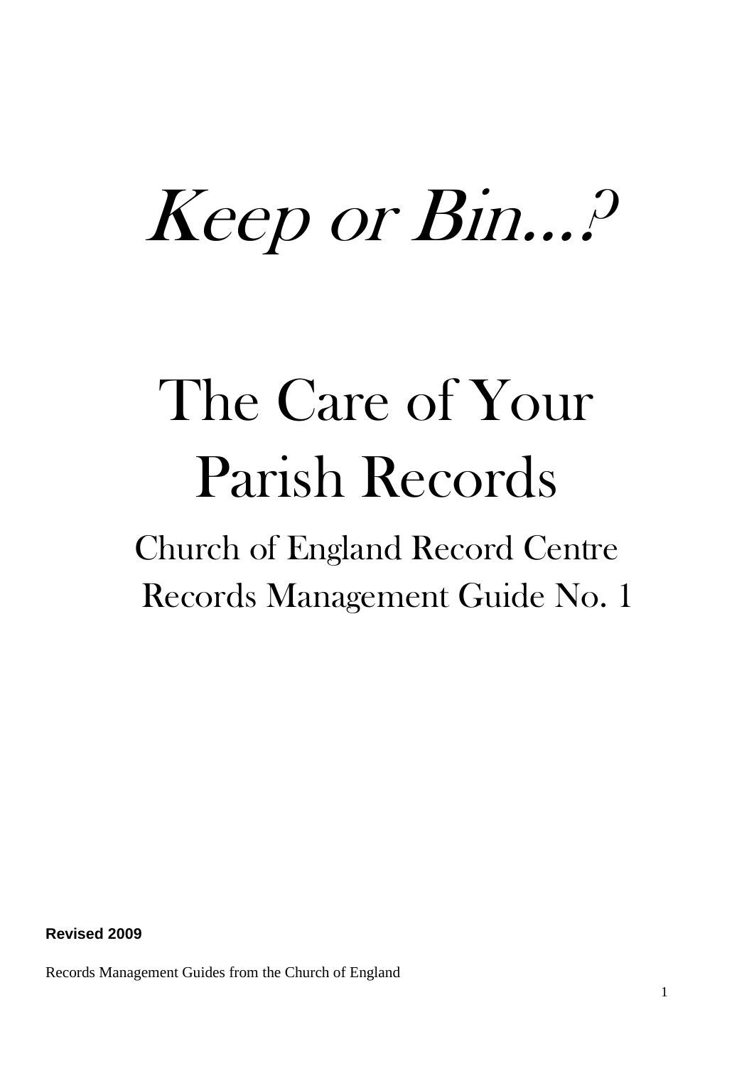# *Keep or Bin...?*

# The Care of Your Parish Records

## Church of England Record Centre Records Management Guide No. 1

**Revised 2009**

Records Management Guides from the Church of England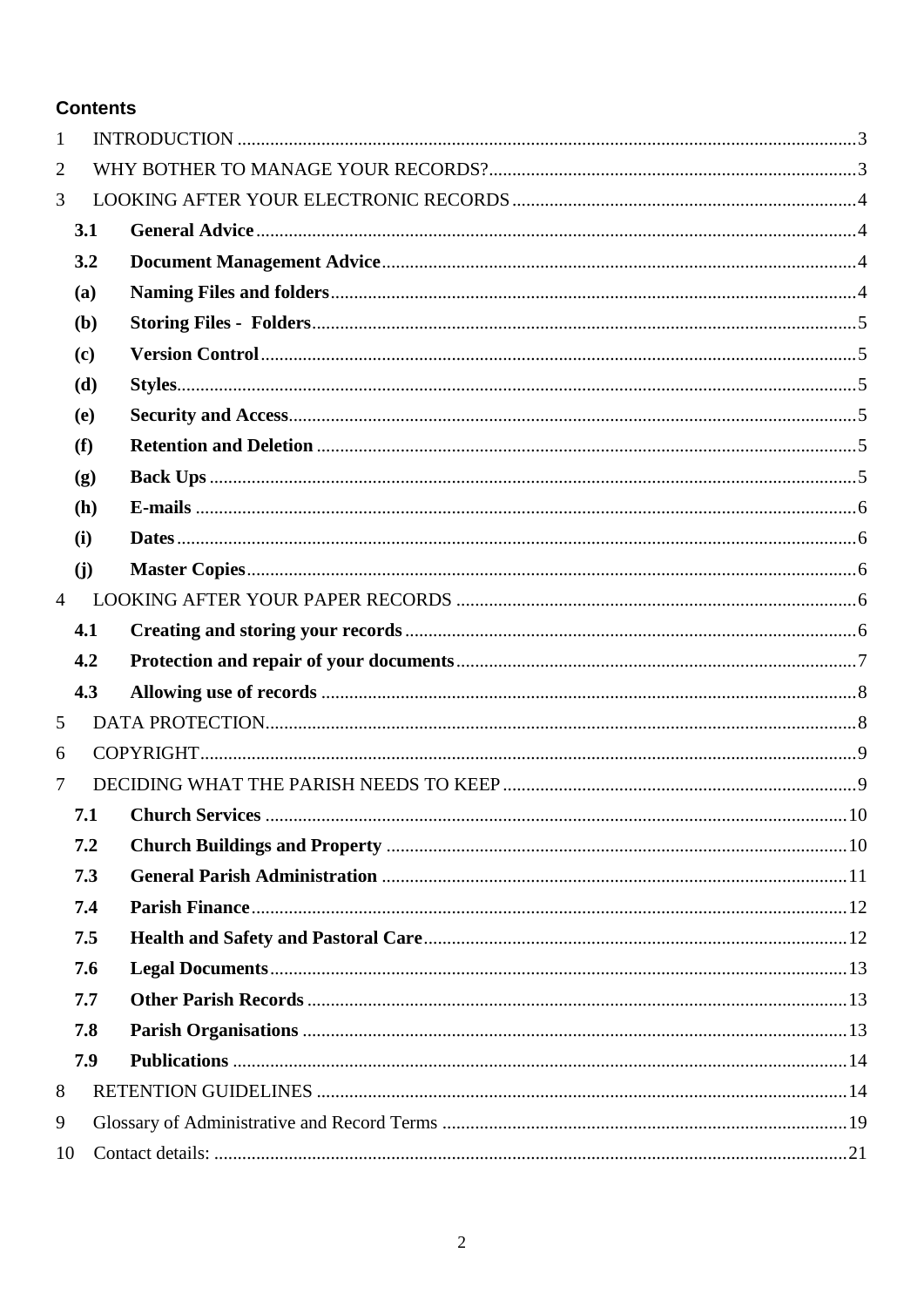**Contents**

1 INTRODUCTION ....................................................................................................................3

2 WHY BOTHER TO MANAGE YOUR RECORDS?..............................................................3

3 LOOKING AFTER YOUR ELECTRONIC RECORDS ..........................................................4

**3.1 General Advice** ......................................................................................................4

**3.2 Document Management Advice** ...............................................................................4

**(a) Naming Files and folders** .........................................................................................4

**(b) Storing Files - Folders** ............................................................................................5

**(c) Version Control** .......................................................................................................5

**(d) Styles** .......................................................................................................................5

**(e) Security and Access** ................................................................................................5

**(f) Retention and Deletion** ...........................................................................................5

**(g) Back Ups** .................................................................................................................5

**(h) E-mails** ....................................................................................................................6

**(i) Dates** .......................................................................................................................6

**(j) Master Copies** ..........................................................................................................6

4 LOOKING AFTER YOUR PAPER RECORDS .....................................................................6

**4.1 Creating and storing your records** ..........................................................................6

**4.2 Protection and repair of your documents** ................................................................7

**4.3 Allowing use of records** ..........................................................................................8

5 DATA PROTECTION..............................................................................................................8

6 COPYRIGHT............................................................................................................................9

7 DECIDING WHAT THE PARISH NEEDS TO KEEP ............................................................9

**7.1 Church Services** .....................................................................................................10

**7.2 Church Buildings and Property** .............................................................................10

**7.3 General Parish Administration** ..............................................................................11

**7.4 Parish Finance** ........................................................................................................12

**7.5 Health and Safety and Pastoral Care** ......................................................................12

**7.6 Legal Documents** ....................................................................................................13

**7.7 Other Parish Records** ..............................................................................................13

**7.8 Parish Organisations** ...............................................................................................13

**7.9 Publications** ............................................................................................................14

8 RETENTION GUIDELINES ..................................................................................................14

9 Glossary of Administrative and Record Terms .......................................................................19

10 Contact details: ......................................................................................................................21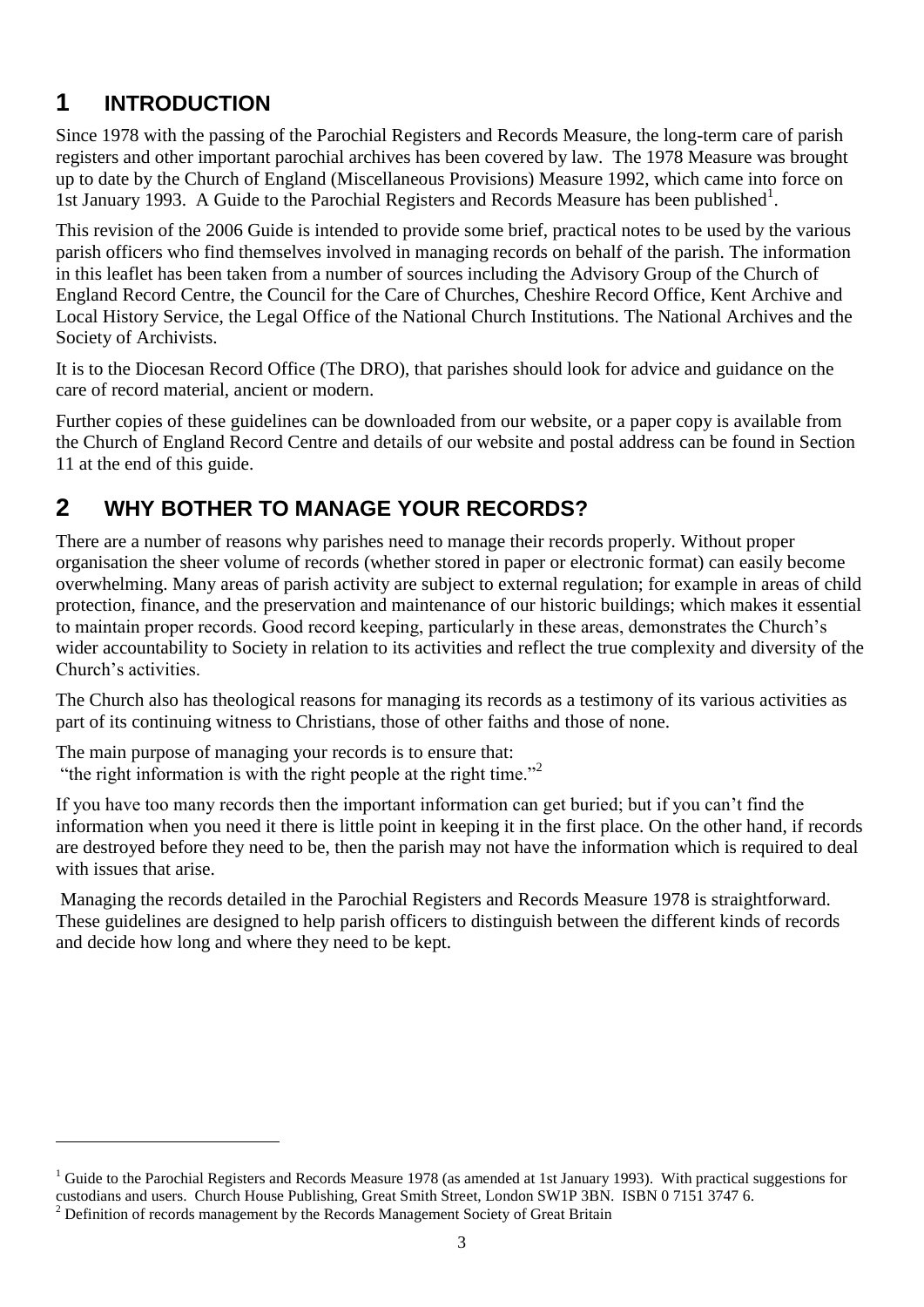## 1 INTRODUCTION

Since 1978 with the passing of the Parochial Registers and Records Measure, the long-term care of parish registers and other important parochial archives has been covered by law. The 1978 Measure was brought up to date by the Church of England (Miscellaneous Provisions) Measure 1992, which came into force on 1st January 1993. A Guide to the Parochial Registers and Records Measure has been published[1].

This revision of the 2006 Guide is intended to provide some brief, practical notes to be used by the various parish officers who find themselves involved in managing records on behalf of the parish. The information in this leaflet has been taken from a number of sources including the Advisory Group of the Church of England Record Centre, the Council for the Care of Churches, Cheshire Record Office, Kent Archive and Local History Service, the Legal Office of the National Church Institutions. The National Archives and the Society of Archivists.

It is to the Diocesan Record Office (The DRO), that parishes should look for advice and guidance on the care of record material, ancient or modern.

Further copies of these guidelines can be downloaded from our website, or a paper copy is available from the Church of England Record Centre and details of our website and postal address can be found in Section 11 at the end of this guide.

## 2 WHY BOTHER TO MANAGE YOUR RECORDS?

There are a number of reasons why parishes need to manage their records properly. Without proper organisation the sheer volume of records (whether stored in paper or electronic format) can easily become overwhelming. Many areas of parish activity are subject to external regulation; for example in areas of child protection, finance, and the preservation and maintenance of our historic buildings; which makes it essential to maintain proper records. Good record keeping, particularly in these areas, demonstrates the Church's wider accountability to Society in relation to its activities and reflect the true complexity and diversity of the Church's activities.

The Church also has theological reasons for managing its records as a testimony of its various activities as part of its continuing witness to Christians, those of other faiths and those of none.

The main purpose of managing your records is to ensure that:
"the right information is with the right people at the right time."[2]

If you have too many records then the important information can get buried; but if you can't find the information when you need it there is little point in keeping it in the first place. On the other hand, if records are destroyed before they need to be, then the parish may not have the information which is required to deal with issues that arise.

Managing the records detailed in the Parochial Registers and Records Measure 1978 is straightforward. These guidelines are designed to help parish officers to distinguish between the different kinds of records and decide how long and where they need to be kept.

---

[1] Guide to the Parochial Registers and Records Measure 1978 (as amended at 1st January 1993). With practical suggestions for custodians and users. Church House Publishing, Great Smith Street, London SW1P 3BN. ISBN 0 7151 3747 6.

[2] Definition of records management by the Records Management Society of Great Britain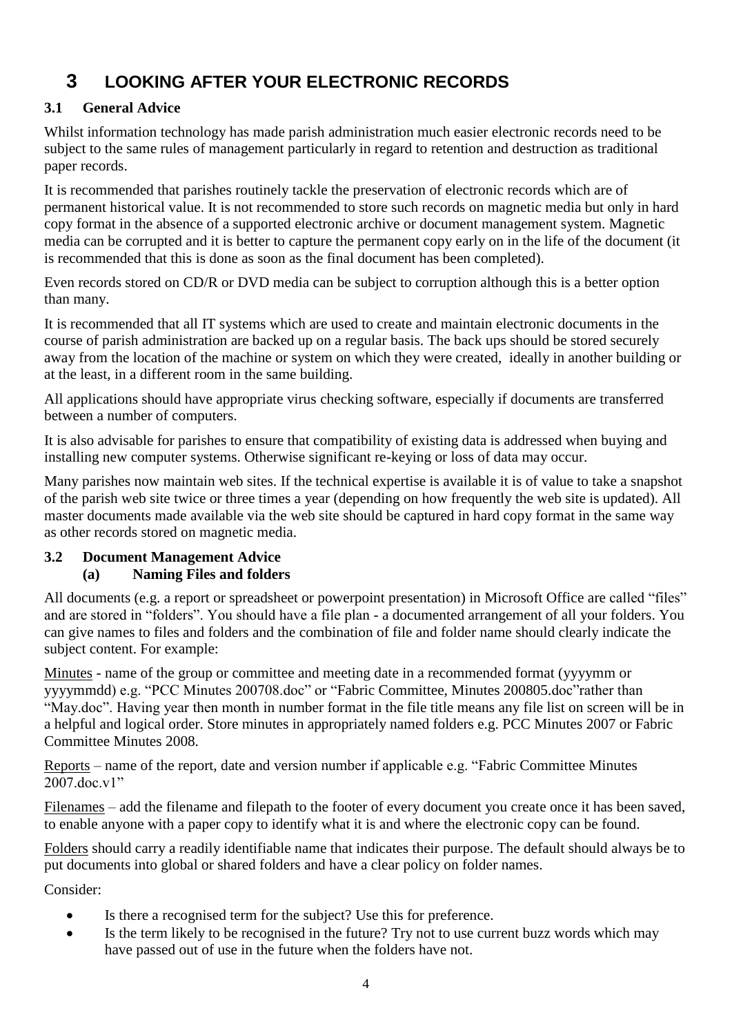# 3 LOOKING AFTER YOUR ELECTRONIC RECORDS

## 3.1 General Advice

Whilst information technology has made parish administration much easier electronic records need to be subject to the same rules of management particularly in regard to retention and destruction as traditional paper records.

It is recommended that parishes routinely tackle the preservation of electronic records which are of permanent historical value. It is not recommended to store such records on magnetic media but only in hard copy format in the absence of a supported electronic archive or document management system. Magnetic media can be corrupted and it is better to capture the permanent copy early on in the life of the document (it is recommended that this is done as soon as the final document has been completed).

Even records stored on CD/R or DVD media can be subject to corruption although this is a better option than many.

It is recommended that all IT systems which are used to create and maintain electronic documents in the course of parish administration are backed up on a regular basis. The back ups should be stored securely away from the location of the machine or system on which they were created, ideally in another building or at the least, in a different room in the same building.

All applications should have appropriate virus checking software, especially if documents are transferred between a number of computers.

It is also advisable for parishes to ensure that compatibility of existing data is addressed when buying and installing new computer systems. Otherwise significant re-keying or loss of data may occur.

Many parishes now maintain web sites. If the technical expertise is available it is of value to take a snapshot of the parish web site twice or three times a year (depending on how frequently the web site is updated). All master documents made available via the web site should be captured in hard copy format in the same way as other records stored on magnetic media.

## 3.2 Document Management Advice

### (a) Naming Files and folders

All documents (e.g. a report or spreadsheet or powerpoint presentation) in Microsoft Office are called "files" and are stored in "folders". You should have a file plan - a documented arrangement of all your folders. You can give names to files and folders and the combination of file and folder name should clearly indicate the subject content. For example:

Minutes - name of the group or committee and meeting date in a recommended format (yyyymm or yyyymmdd) e.g. "PCC Minutes 200708.doc" or "Fabric Committee, Minutes 200805.doc"rather than "May.doc". Having year then month in number format in the file title means any file list on screen will be in a helpful and logical order. Store minutes in appropriately named folders e.g. PCC Minutes 2007 or Fabric Committee Minutes 2008.

Reports – name of the report, date and version number if applicable e.g. "Fabric Committee Minutes 2007.doc.v1"

Filenames – add the filename and filepath to the footer of every document you create once it has been saved, to enable anyone with a paper copy to identify what it is and where the electronic copy can be found.

Folders should carry a readily identifiable name that indicates their purpose. The default should always be to put documents into global or shared folders and have a clear policy on folder names.

Consider:

- Is there a recognised term for the subject? Use this for preference.
- Is the term likely to be recognised in the future? Try not to use current buzz words which may have passed out of use in the future when the folders have not.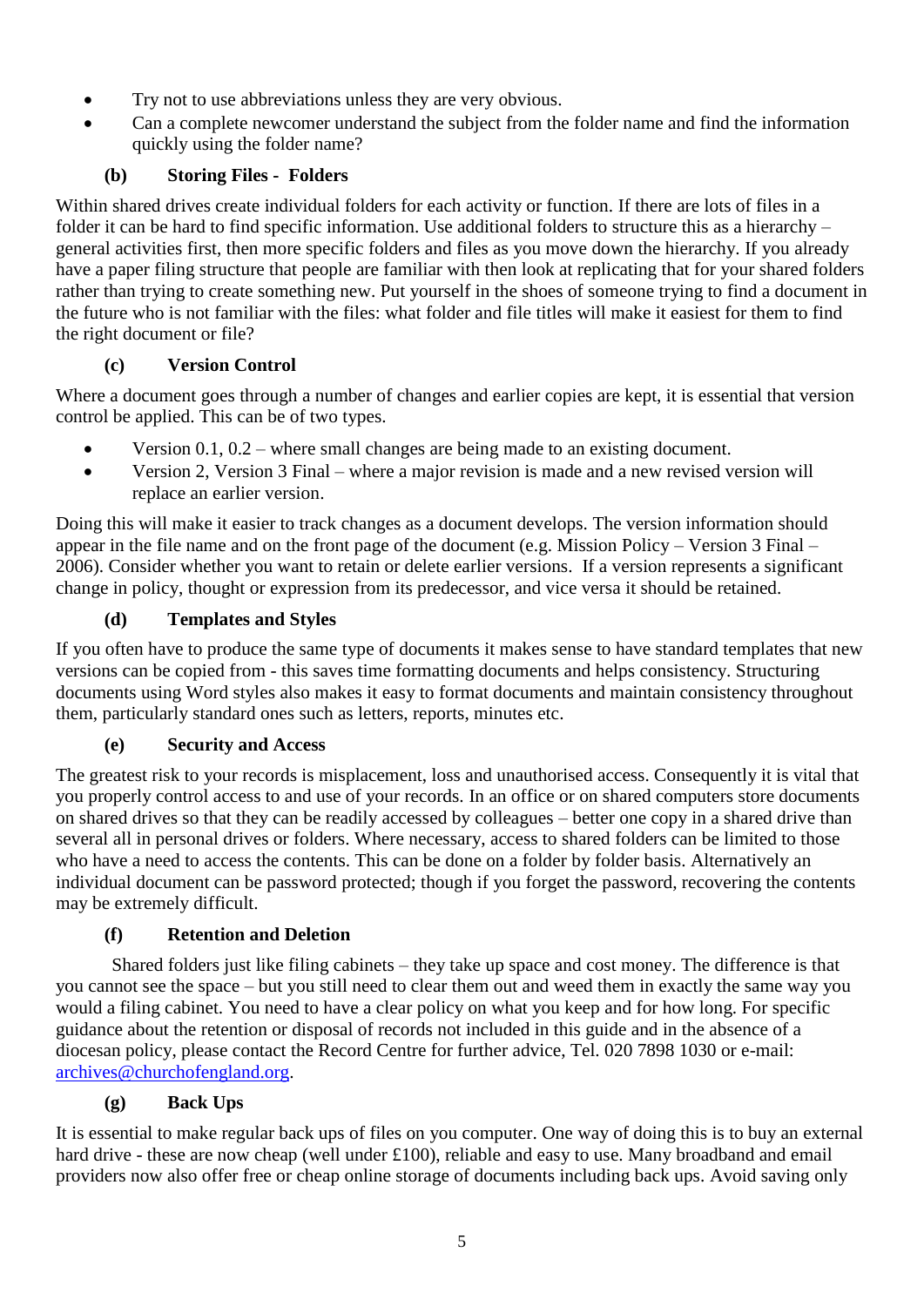- Try not to use abbreviations unless they are very obvious.
- Can a complete newcomer understand the subject from the folder name and find the information quickly using the folder name?

### (b) Storing Files - Folders

Within shared drives create individual folders for each activity or function. If there are lots of files in a folder it can be hard to find specific information. Use additional folders to structure this as a hierarchy – general activities first, then more specific folders and files as you move down the hierarchy. If you already have a paper filing structure that people are familiar with then look at replicating that for your shared folders rather than trying to create something new. Put yourself in the shoes of someone trying to find a document in the future who is not familiar with the files: what folder and file titles will make it easiest for them to find the right document or file?

### (c) Version Control

Where a document goes through a number of changes and earlier copies are kept, it is essential that version control be applied. This can be of two types.

- Version 0.1, 0.2 – where small changes are being made to an existing document.
- Version 2, Version 3 Final – where a major revision is made and a new revised version will replace an earlier version.

Doing this will make it easier to track changes as a document develops. The version information should appear in the file name and on the front page of the document (e.g. Mission Policy – Version 3 Final – 2006). Consider whether you want to retain or delete earlier versions. If a version represents a significant change in policy, thought or expression from its predecessor, and vice versa it should be retained.

### (d) Templates and Styles

If you often have to produce the same type of documents it makes sense to have standard templates that new versions can be copied from - this saves time formatting documents and helps consistency. Structuring documents using Word styles also makes it easy to format documents and maintain consistency throughout them, particularly standard ones such as letters, reports, minutes etc.

### (e) Security and Access

The greatest risk to your records is misplacement, loss and unauthorised access. Consequently it is vital that you properly control access to and use of your records. In an office or on shared computers store documents on shared drives so that they can be readily accessed by colleagues – better one copy in a shared drive than several all in personal drives or folders. Where necessary, access to shared folders can be limited to those who have a need to access the contents. This can be done on a folder by folder basis. Alternatively an individual document can be password protected; though if you forget the password, recovering the contents may be extremely difficult.

### (f) Retention and Deletion

Shared folders just like filing cabinets – they take up space and cost money. The difference is that you cannot see the space – but you still need to clear them out and weed them in exactly the same way you would a filing cabinet. You need to have a clear policy on what you keep and for how long. For specific guidance about the retention or disposal of records not included in this guide and in the absence of a diocesan policy, please contact the Record Centre for further advice, Tel. 020 7898 1030 or e-mail: archives@churchofengland.org.

### (g) Back Ups

It is essential to make regular back ups of files on you computer. One way of doing this is to buy an external hard drive - these are now cheap (well under £100), reliable and easy to use. Many broadband and email providers now also offer free or cheap online storage of documents including back ups. Avoid saving only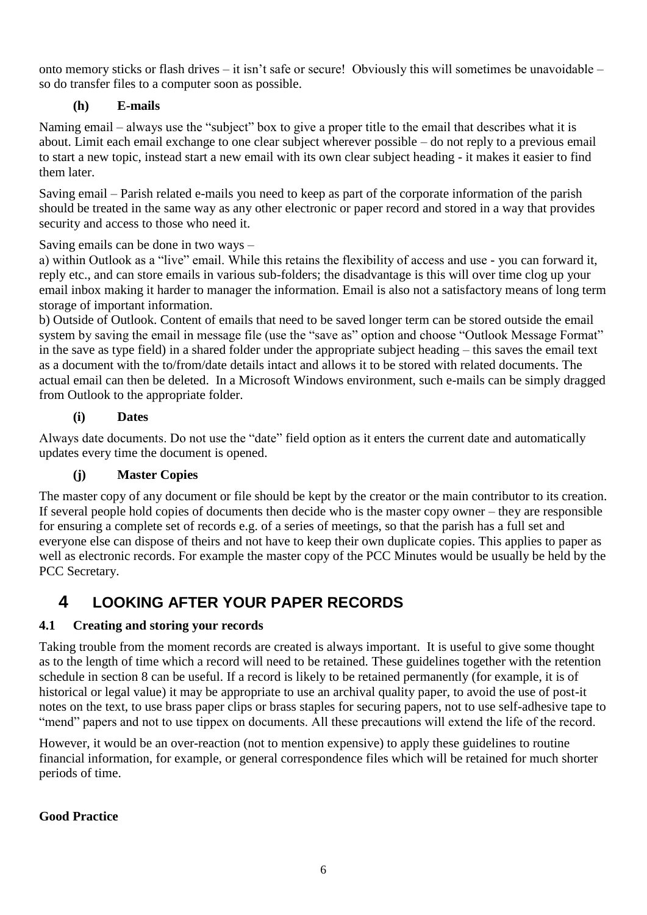onto memory sticks or flash drives – it isn't safe or secure! Obviously this will sometimes be unavoidable – so do transfer files to a computer soon as possible.

#### (h) E-mails

Naming email – always use the "subject" box to give a proper title to the email that describes what it is about. Limit each email exchange to one clear subject wherever possible – do not reply to a previous email to start a new topic, instead start a new email with its own clear subject heading - it makes it easier to find them later.

Saving email – Parish related e-mails you need to keep as part of the corporate information of the parish should be treated in the same way as any other electronic or paper record and stored in a way that provides security and access to those who need it.

Saving emails can be done in two ways –
a) within Outlook as a "live" email. While this retains the flexibility of access and use - you can forward it, reply etc., and can store emails in various sub-folders; the disadvantage is this will over time clog up your email inbox making it harder to manager the information. Email is also not a satisfactory means of long term storage of important information.
b) Outside of Outlook. Content of emails that need to be saved longer term can be stored outside the email system by saving the email in message file (use the "save as" option and choose "Outlook Message Format" in the save as type field) in a shared folder under the appropriate subject heading – this saves the email text as a document with the to/from/date details intact and allows it to be stored with related documents. The actual email can then be deleted. In a Microsoft Windows environment, such e-mails can be simply dragged from Outlook to the appropriate folder.

#### (i) Dates

Always date documents. Do not use the "date" field option as it enters the current date and automatically updates every time the document is opened.

#### (j) Master Copies

The master copy of any document or file should be kept by the creator or the main contributor to its creation. If several people hold copies of documents then decide who is the master copy owner – they are responsible for ensuring a complete set of records e.g. of a series of meetings, so that the parish has a full set and everyone else can dispose of theirs and not have to keep their own duplicate copies. This applies to paper as well as electronic records. For example the master copy of the PCC Minutes would be usually be held by the PCC Secretary.

# 4 LOOKING AFTER YOUR PAPER RECORDS

## 4.1 Creating and storing your records

Taking trouble from the moment records are created is always important. It is useful to give some thought as to the length of time which a record will need to be retained. These guidelines together with the retention schedule in section 8 can be useful. If a record is likely to be retained permanently (for example, it is of historical or legal value) it may be appropriate to use an archival quality paper, to avoid the use of post-it notes on the text, to use brass paper clips or brass staples for securing papers, not to use self-adhesive tape to "mend" papers and not to use tippex on documents. All these precautions will extend the life of the record.

However, it would be an over-reaction (not to mention expensive) to apply these guidelines to routine financial information, for example, or general correspondence files which will be retained for much shorter periods of time.

**Good Practice**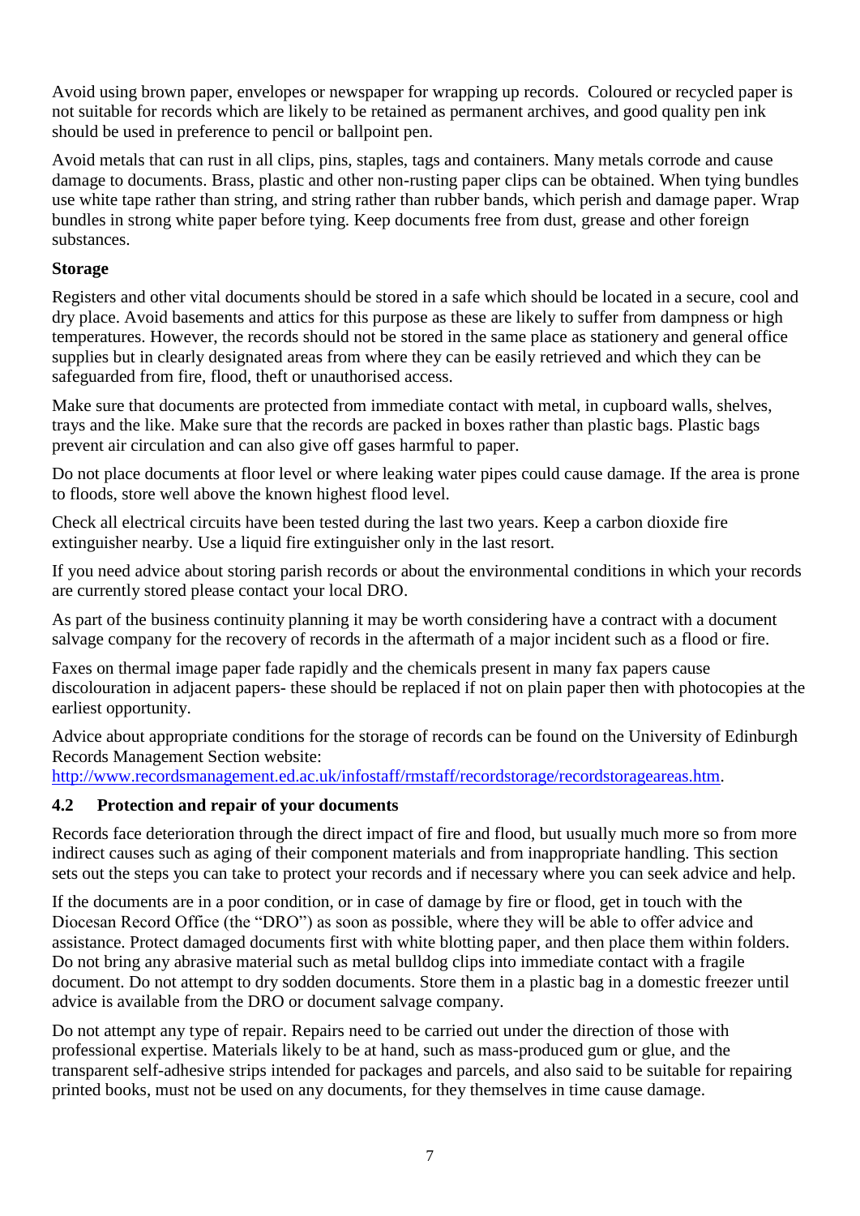Avoid using brown paper, envelopes or newspaper for wrapping up records.  Coloured or recycled paper is not suitable for records which are likely to be retained as permanent archives, and good quality pen ink should be used in preference to pencil or ballpoint pen.

Avoid metals that can rust in all clips, pins, staples, tags and containers. Many metals corrode and cause damage to documents. Brass, plastic and other non-rusting paper clips can be obtained. When tying bundles use white tape rather than string, and string rather than rubber bands, which perish and damage paper. Wrap bundles in strong white paper before tying. Keep documents free from dust, grease and other foreign substances.

**Storage**

Registers and other vital documents should be stored in a safe which should be located in a secure, cool and dry place. Avoid basements and attics for this purpose as these are likely to suffer from dampness or high temperatures. However, the records should not be stored in the same place as stationery and general office supplies but in clearly designated areas from where they can be easily retrieved and which they can be safeguarded from fire, flood, theft or unauthorised access.

Make sure that documents are protected from immediate contact with metal, in cupboard walls, shelves, trays and the like. Make sure that the records are packed in boxes rather than plastic bags. Plastic bags prevent air circulation and can also give off gases harmful to paper.

Do not place documents at floor level or where leaking water pipes could cause damage. If the area is prone to floods, store well above the known highest flood level.

Check all electrical circuits have been tested during the last two years. Keep a carbon dioxide fire extinguisher nearby. Use a liquid fire extinguisher only in the last resort.

If you need advice about storing parish records or about the environmental conditions in which your records are currently stored please contact your local DRO.

As part of the business continuity planning it may be worth considering have a contract with a document salvage company for the recovery of records in the aftermath of a major incident such as a flood or fire.

Faxes on thermal image paper fade rapidly and the chemicals present in many fax papers cause discolouration in adjacent papers- these should be replaced if not on plain paper then with photocopies at the earliest opportunity.

Advice about appropriate conditions for the storage of records can be found on the University of Edinburgh Records Management Section website: http://www.recordsmanagement.ed.ac.uk/infostaff/rmstaff/recordstorage/recordstorageareas.htm.

## 4.2 Protection and repair of your documents

Records face deterioration through the direct impact of fire and flood, but usually much more so from more indirect causes such as aging of their component materials and from inappropriate handling. This section sets out the steps you can take to protect your records and if necessary where you can seek advice and help.

If the documents are in a poor condition, or in case of damage by fire or flood, get in touch with the Diocesan Record Office (the "DRO") as soon as possible, where they will be able to offer advice and assistance. Protect damaged documents first with white blotting paper, and then place them within folders. Do not bring any abrasive material such as metal bulldog clips into immediate contact with a fragile document. Do not attempt to dry sodden documents. Store them in a plastic bag in a domestic freezer until advice is available from the DRO or document salvage company.

Do not attempt any type of repair. Repairs need to be carried out under the direction of those with professional expertise. Materials likely to be at hand, such as mass-produced gum or glue, and the transparent self-adhesive strips intended for packages and parcels, and also said to be suitable for repairing printed books, must not be used on any documents, for they themselves in time cause damage.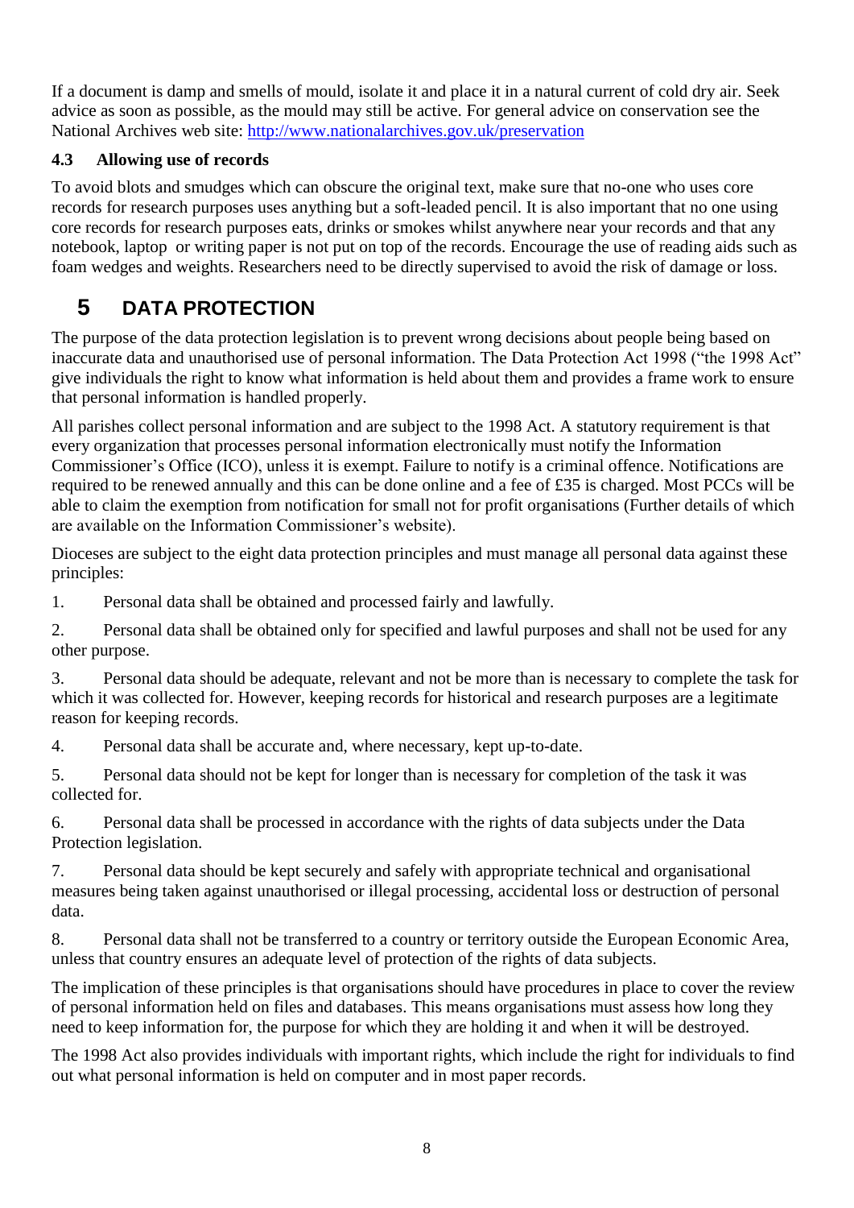If a document is damp and smells of mould, isolate it and place it in a natural current of cold dry air. Seek advice as soon as possible, as the mould may still be active. For general advice on conservation see the National Archives web site: http://www.nationalarchives.gov.uk/preservation

### 4.3 Allowing use of records

To avoid blots and smudges which can obscure the original text, make sure that no-one who uses core records for research purposes uses anything but a soft-leaded pencil. It is also important that no one using core records for research purposes eats, drinks or smokes whilst anywhere near your records and that any notebook, laptop or writing paper is not put on top of the records. Encourage the use of reading aids such as foam wedges and weights. Researchers need to be directly supervised to avoid the risk of damage or loss.

## 5 DATA PROTECTION

The purpose of the data protection legislation is to prevent wrong decisions about people being based on inaccurate data and unauthorised use of personal information. The Data Protection Act 1998 ("the 1998 Act" give individuals the right to know what information is held about them and provides a frame work to ensure that personal information is handled properly.

All parishes collect personal information and are subject to the 1998 Act. A statutory requirement is that every organization that processes personal information electronically must notify the Information Commissioner's Office (ICO), unless it is exempt. Failure to notify is a criminal offence. Notifications are required to be renewed annually and this can be done online and a fee of £35 is charged. Most PCCs will be able to claim the exemption from notification for small not for profit organisations (Further details of which are available on the Information Commissioner's website).

Dioceses are subject to the eight data protection principles and must manage all personal data against these principles:

1. Personal data shall be obtained and processed fairly and lawfully.
2. Personal data shall be obtained only for specified and lawful purposes and shall not be used for any other purpose.
3. Personal data should be adequate, relevant and not be more than is necessary to complete the task for which it was collected for. However, keeping records for historical and research purposes are a legitimate reason for keeping records.
4. Personal data shall be accurate and, where necessary, kept up-to-date.
5. Personal data should not be kept for longer than is necessary for completion of the task it was collected for.
6. Personal data shall be processed in accordance with the rights of data subjects under the Data Protection legislation.
7. Personal data should be kept securely and safely with appropriate technical and organisational measures being taken against unauthorised or illegal processing, accidental loss or destruction of personal data.
8. Personal data shall not be transferred to a country or territory outside the European Economic Area, unless that country ensures an adequate level of protection of the rights of data subjects.

The implication of these principles is that organisations should have procedures in place to cover the review of personal information held on files and databases. This means organisations must assess how long they need to keep information for, the purpose for which they are holding it and when it will be destroyed.

The 1998 Act also provides individuals with important rights, which include the right for individuals to find out what personal information is held on computer and in most paper records.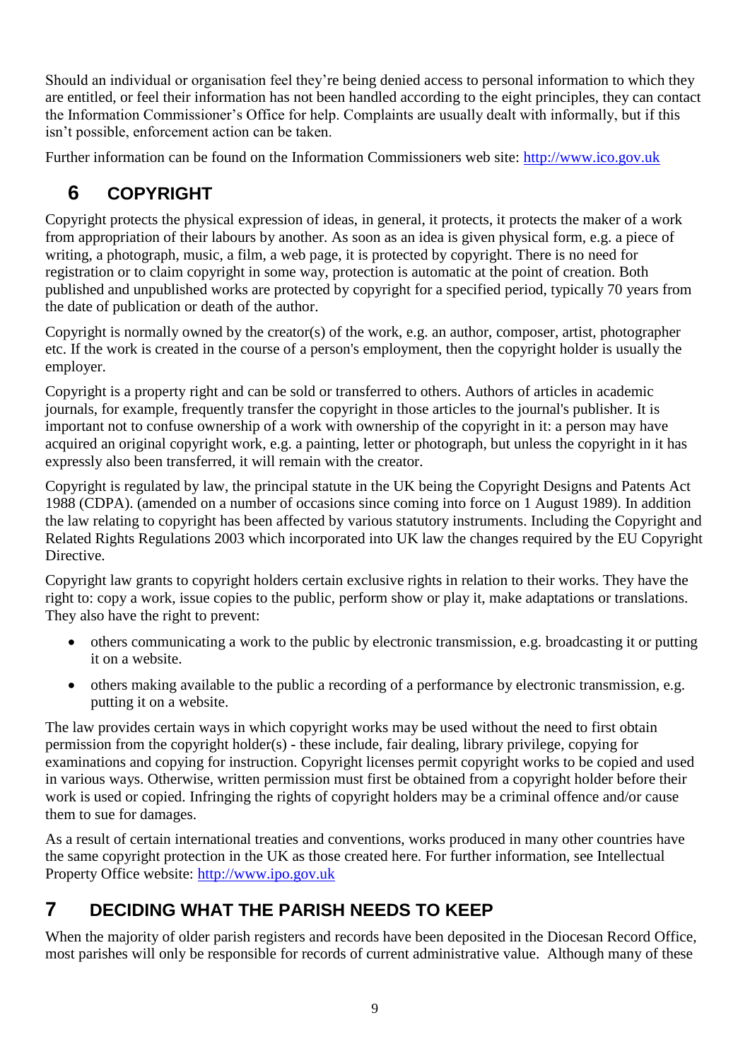Should an individual or organisation feel they're being denied access to personal information to which they are entitled, or feel their information has not been handled according to the eight principles, they can contact the Information Commissioner's Office for help. Complaints are usually dealt with informally, but if this isn't possible, enforcement action can be taken.

Further information can be found on the Information Commissioners web site: http://www.ico.gov.uk

## 6 COPYRIGHT

Copyright protects the physical expression of ideas, in general, it protects, it protects the maker of a work from appropriation of their labours by another. As soon as an idea is given physical form, e.g. a piece of writing, a photograph, music, a film, a web page, it is protected by copyright. There is no need for registration or to claim copyright in some way, protection is automatic at the point of creation. Both published and unpublished works are protected by copyright for a specified period, typically 70 years from the date of publication or death of the author.

Copyright is normally owned by the creator(s) of the work, e.g. an author, composer, artist, photographer etc. If the work is created in the course of a person's employment, then the copyright holder is usually the employer.

Copyright is a property right and can be sold or transferred to others. Authors of articles in academic journals, for example, frequently transfer the copyright in those articles to the journal's publisher. It is important not to confuse ownership of a work with ownership of the copyright in it: a person may have acquired an original copyright work, e.g. a painting, letter or photograph, but unless the copyright in it has expressly also been transferred, it will remain with the creator.

Copyright is regulated by law, the principal statute in the UK being the Copyright Designs and Patents Act 1988 (CDPA). (amended on a number of occasions since coming into force on 1 August 1989). In addition the law relating to copyright has been affected by various statutory instruments. Including the Copyright and Related Rights Regulations 2003 which incorporated into UK law the changes required by the EU Copyright Directive.

Copyright law grants to copyright holders certain exclusive rights in relation to their works. They have the right to: copy a work, issue copies to the public, perform show or play it, make adaptations or translations. They also have the right to prevent:

- others communicating a work to the public by electronic transmission, e.g. broadcasting it or putting it on a website.
- others making available to the public a recording of a performance by electronic transmission, e.g. putting it on a website.

The law provides certain ways in which copyright works may be used without the need to first obtain permission from the copyright holder(s) - these include, fair dealing, library privilege, copying for examinations and copying for instruction. Copyright licenses permit copyright works to be copied and used in various ways. Otherwise, written permission must first be obtained from a copyright holder before their work is used or copied. Infringing the rights of copyright holders may be a criminal offence and/or cause them to sue for damages.

As a result of certain international treaties and conventions, works produced in many other countries have the same copyright protection in the UK as those created here. For further information, see Intellectual Property Office website: http://www.ipo.gov.uk

## 7 DECIDING WHAT THE PARISH NEEDS TO KEEP

When the majority of older parish registers and records have been deposited in the Diocesan Record Office, most parishes will only be responsible for records of current administrative value. Although many of these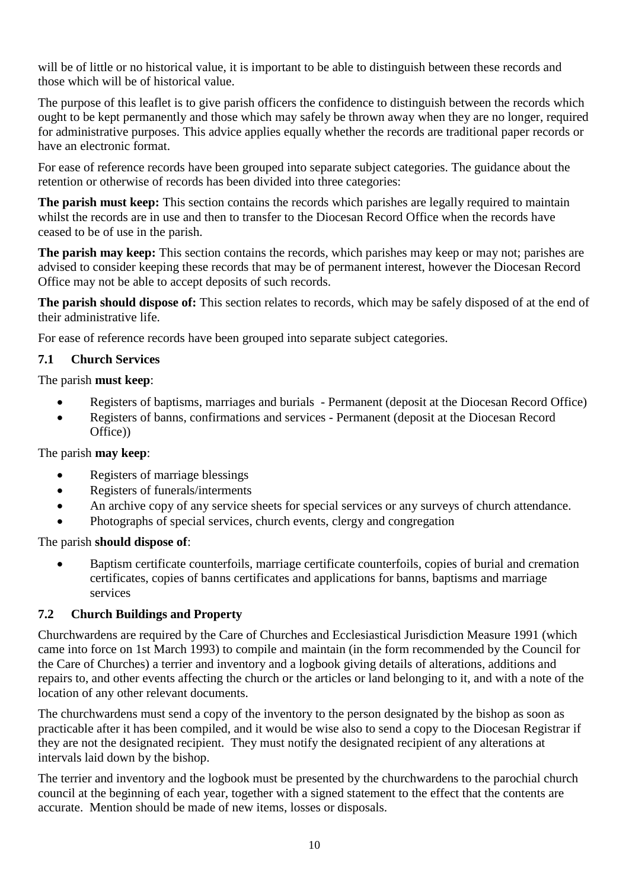will be of little or no historical value, it is important to be able to distinguish between these records and those which will be of historical value.

The purpose of this leaflet is to give parish officers the confidence to distinguish between the records which ought to be kept permanently and those which may safely be thrown away when they are no longer, required for administrative purposes. This advice applies equally whether the records are traditional paper records or have an electronic format.

For ease of reference records have been grouped into separate subject categories. The guidance about the retention or otherwise of records has been divided into three categories:

**The parish must keep:** This section contains the records which parishes are legally required to maintain whilst the records are in use and then to transfer to the Diocesan Record Office when the records have ceased to be of use in the parish.

**The parish may keep:** This section contains the records, which parishes may keep or may not; parishes are advised to consider keeping these records that may be of permanent interest, however the Diocesan Record Office may not be able to accept deposits of such records.

**The parish should dispose of:** This section relates to records, which may be safely disposed of at the end of their administrative life.

For ease of reference records have been grouped into separate subject categories.

### 7.1 Church Services

The parish **must keep**:

- Registers of baptisms, marriages and burials - Permanent (deposit at the Diocesan Record Office)
- Registers of banns, confirmations and services - Permanent (deposit at the Diocesan Record Office))

The parish **may keep**:

- Registers of marriage blessings
- Registers of funerals/interments
- An archive copy of any service sheets for special services or any surveys of church attendance.
- Photographs of special services, church events, clergy and congregation

The parish **should dispose of**:

- Baptism certificate counterfoils, marriage certificate counterfoils, copies of burial and cremation certificates, copies of banns certificates and applications for banns, baptisms and marriage services

### 7.2 Church Buildings and Property

Churchwardens are required by the Care of Churches and Ecclesiastical Jurisdiction Measure 1991 (which came into force on 1st March 1993) to compile and maintain (in the form recommended by the Council for the Care of Churches) a terrier and inventory and a logbook giving details of alterations, additions and repairs to, and other events affecting the church or the articles or land belonging to it, and with a note of the location of any other relevant documents.

The churchwardens must send a copy of the inventory to the person designated by the bishop as soon as practicable after it has been compiled, and it would be wise also to send a copy to the Diocesan Registrar if they are not the designated recipient. They must notify the designated recipient of any alterations at intervals laid down by the bishop.

The terrier and inventory and the logbook must be presented by the churchwardens to the parochial church council at the beginning of each year, together with a signed statement to the effect that the contents are accurate. Mention should be made of new items, losses or disposals.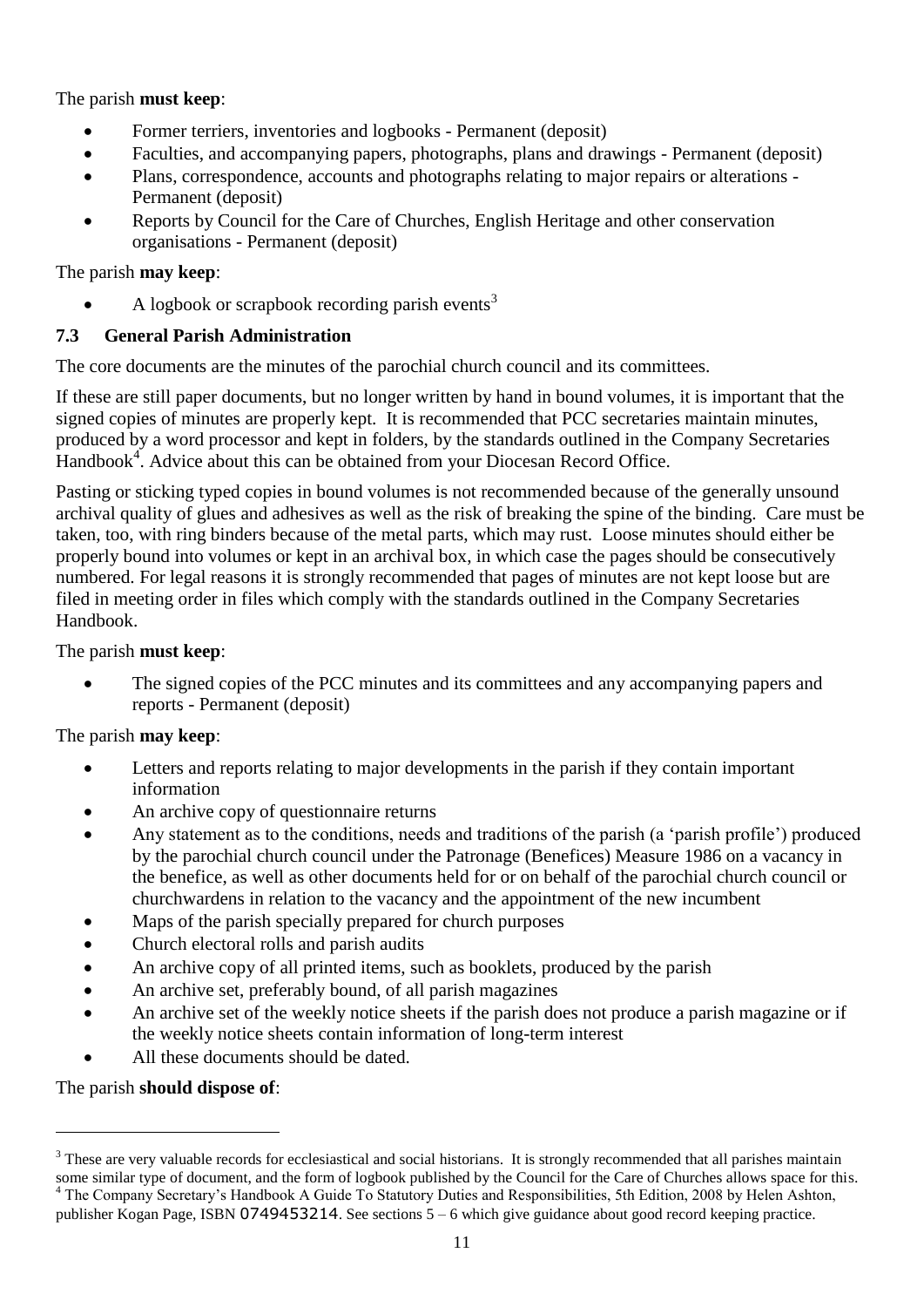The parish **must keep**:

- Former terriers, inventories and logbooks - Permanent (deposit)
- Faculties, and accompanying papers, photographs, plans and drawings - Permanent (deposit)
- Plans, correspondence, accounts and photographs relating to major repairs or alterations - Permanent (deposit)
- Reports by Council for the Care of Churches, English Heritage and other conservation organisations - Permanent (deposit)

The parish **may keep**:

- A logbook or scrapbook recording parish events[3]

### 7.3 General Parish Administration

The core documents are the minutes of the parochial church council and its committees.

If these are still paper documents, but no longer written by hand in bound volumes, it is important that the signed copies of minutes are properly kept. It is recommended that PCC secretaries maintain minutes, produced by a word processor and kept in folders, by the standards outlined in the Company Secretaries Handbook[4]. Advice about this can be obtained from your Diocesan Record Office.

Pasting or sticking typed copies in bound volumes is not recommended because of the generally unsound archival quality of glues and adhesives as well as the risk of breaking the spine of the binding. Care must be taken, too, with ring binders because of the metal parts, which may rust. Loose minutes should either be properly bound into volumes or kept in an archival box, in which case the pages should be consecutively numbered. For legal reasons it is strongly recommended that pages of minutes are not kept loose but are filed in meeting order in files which comply with the standards outlined in the Company Secretaries Handbook.

The parish **must keep**:

- The signed copies of the PCC minutes and its committees and any accompanying papers and reports - Permanent (deposit)

The parish **may keep**:

- Letters and reports relating to major developments in the parish if they contain important information
- An archive copy of questionnaire returns
- Any statement as to the conditions, needs and traditions of the parish (a 'parish profile') produced by the parochial church council under the Patronage (Benefices) Measure 1986 on a vacancy in the benefice, as well as other documents held for or on behalf of the parochial church council or churchwardens in relation to the vacancy and the appointment of the new incumbent
- Maps of the parish specially prepared for church purposes
- Church electoral rolls and parish audits
- An archive copy of all printed items, such as booklets, produced by the parish
- An archive set, preferably bound, of all parish magazines
- An archive set of the weekly notice sheets if the parish does not produce a parish magazine or if the weekly notice sheets contain information of long-term interest
- All these documents should be dated.

The parish **should dispose of**:

---

[3] These are very valuable records for ecclesiastical and social historians. It is strongly recommended that all parishes maintain some similar type of document, and the form of logbook published by the Council for the Care of Churches allows space for this.

[4] The Company Secretary's Handbook A Guide To Statutory Duties and Responsibilities, 5th Edition, 2008 by Helen Ashton, publisher Kogan Page, ISBN 0749453214. See sections 5 – 6 which give guidance about good record keeping practice.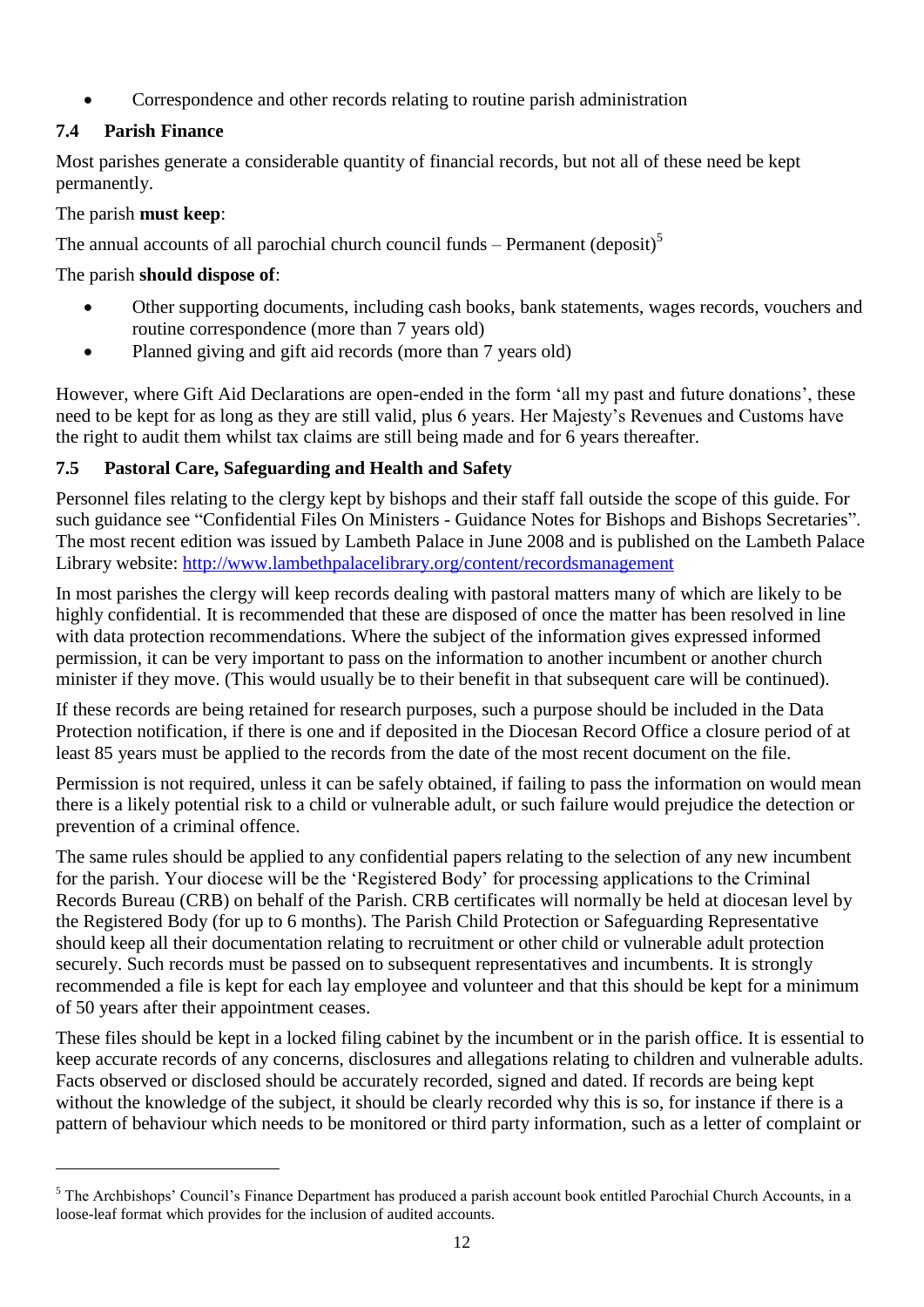- Correspondence and other records relating to routine parish administration

### 7.4 Parish Finance

Most parishes generate a considerable quantity of financial records, but not all of these need be kept permanently.

The parish **must keep**:

The annual accounts of all parochial church council funds – Permanent (deposit)[5]

The parish **should dispose of**:

- Other supporting documents, including cash books, bank statements, wages records, vouchers and routine correspondence (more than 7 years old)
- Planned giving and gift aid records (more than 7 years old)

However, where Gift Aid Declarations are open-ended in the form 'all my past and future donations', these need to be kept for as long as they are still valid, plus 6 years. Her Majesty's Revenues and Customs have the right to audit them whilst tax claims are still being made and for 6 years thereafter.

### 7.5 Pastoral Care, Safeguarding and Health and Safety

Personnel files relating to the clergy kept by bishops and their staff fall outside the scope of this guide. For such guidance see "Confidential Files On Ministers - Guidance Notes for Bishops and Bishops Secretaries". The most recent edition was issued by Lambeth Palace in June 2008 and is published on the Lambeth Palace Library website: http://www.lambethpalacelibrary.org/content/recordsmanagement

In most parishes the clergy will keep records dealing with pastoral matters many of which are likely to be highly confidential. It is recommended that these are disposed of once the matter has been resolved in line with data protection recommendations. Where the subject of the information gives expressed informed permission, it can be very important to pass on the information to another incumbent or another church minister if they move. (This would usually be to their benefit in that subsequent care will be continued).

If these records are being retained for research purposes, such a purpose should be included in the Data Protection notification, if there is one and if deposited in the Diocesan Record Office a closure period of at least 85 years must be applied to the records from the date of the most recent document on the file.

Permission is not required, unless it can be safely obtained, if failing to pass the information on would mean there is a likely potential risk to a child or vulnerable adult, or such failure would prejudice the detection or prevention of a criminal offence.

The same rules should be applied to any confidential papers relating to the selection of any new incumbent for the parish. Your diocese will be the 'Registered Body' for processing applications to the Criminal Records Bureau (CRB) on behalf of the Parish. CRB certificates will normally be held at diocesan level by the Registered Body (for up to 6 months). The Parish Child Protection or Safeguarding Representative should keep all their documentation relating to recruitment or other child or vulnerable adult protection securely. Such records must be passed on to subsequent representatives and incumbents. It is strongly recommended a file is kept for each lay employee and volunteer and that this should be kept for a minimum of 50 years after their appointment ceases.

These files should be kept in a locked filing cabinet by the incumbent or in the parish office. It is essential to keep accurate records of any concerns, disclosures and allegations relating to children and vulnerable adults. Facts observed or disclosed should be accurately recorded, signed and dated. If records are being kept without the knowledge of the subject, it should be clearly recorded why this is so, for instance if there is a pattern of behaviour which needs to be monitored or third party information, such as a letter of complaint or

---

[5] The Archbishops' Council's Finance Department has produced a parish account book entitled Parochial Church Accounts, in a loose-leaf format which provides for the inclusion of audited accounts.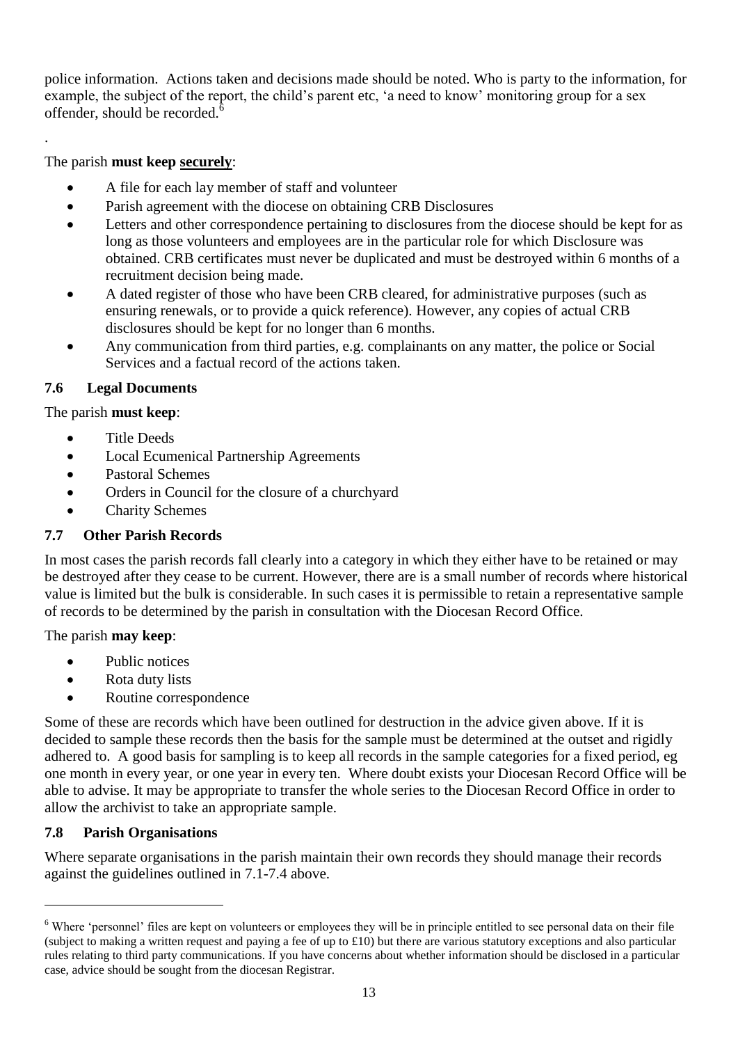police information. Actions taken and decisions made should be noted. Who is party to the information, for example, the subject of the report, the child's parent etc, 'a need to know' monitoring group for a sex offender, should be recorded.[6]

.

The parish **must keep securely**:

- A file for each lay member of staff and volunteer
- Parish agreement with the diocese on obtaining CRB Disclosures
- Letters and other correspondence pertaining to disclosures from the diocese should be kept for as long as those volunteers and employees are in the particular role for which Disclosure was obtained. CRB certificates must never be duplicated and must be destroyed within 6 months of a recruitment decision being made.
- A dated register of those who have been CRB cleared, for administrative purposes (such as ensuring renewals, or to provide a quick reference). However, any copies of actual CRB disclosures should be kept for no longer than 6 months.
- Any communication from third parties, e.g. complainants on any matter, the police or Social Services and a factual record of the actions taken.

### 7.6 Legal Documents

The parish **must keep**:

- Title Deeds
- Local Ecumenical Partnership Agreements
- Pastoral Schemes
- Orders in Council for the closure of a churchyard
- Charity Schemes

### 7.7 Other Parish Records

In most cases the parish records fall clearly into a category in which they either have to be retained or may be destroyed after they cease to be current. However, there are is a small number of records where historical value is limited but the bulk is considerable. In such cases it is permissible to retain a representative sample of records to be determined by the parish in consultation with the Diocesan Record Office.

The parish **may keep**:

- Public notices
- Rota duty lists
- Routine correspondence

Some of these are records which have been outlined for destruction in the advice given above. If it is decided to sample these records then the basis for the sample must be determined at the outset and rigidly adhered to. A good basis for sampling is to keep all records in the sample categories for a fixed period, eg one month in every year, or one year in every ten. Where doubt exists your Diocesan Record Office will be able to advise. It may be appropriate to transfer the whole series to the Diocesan Record Office in order to allow the archivist to take an appropriate sample.

### 7.8 Parish Organisations

Where separate organisations in the parish maintain their own records they should manage their records against the guidelines outlined in 7.1-7.4 above.

---

[6] Where 'personnel' files are kept on volunteers or employees they will be in principle entitled to see personal data on their file (subject to making a written request and paying a fee of up to £10) but there are various statutory exceptions and also particular rules relating to third party communications. If you have concerns about whether information should be disclosed in a particular case, advice should be sought from the diocesan Registrar.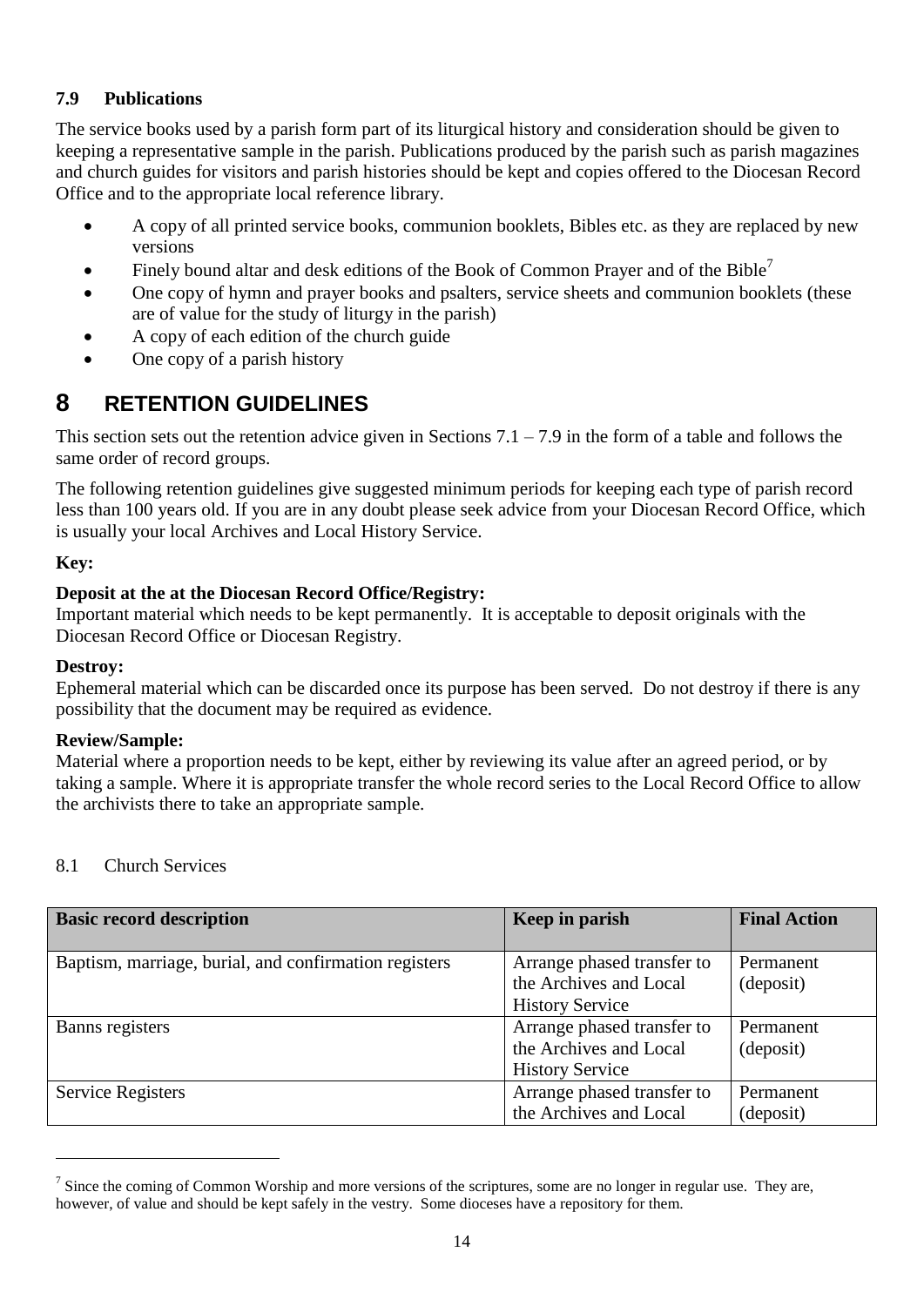### 7.9 Publications

The service books used by a parish form part of its liturgical history and consideration should be given to keeping a representative sample in the parish. Publications produced by the parish such as parish magazines and church guides for visitors and parish histories should be kept and copies offered to the Diocesan Record Office and to the appropriate local reference library.

- A copy of all printed service books, communion booklets, Bibles etc. as they are replaced by new versions
- Finely bound altar and desk editions of the Book of Common Prayer and of the Bible[7]
- One copy of hymn and prayer books and psalters, service sheets and communion booklets (these are of value for the study of liturgy in the parish)
- A copy of each edition of the church guide
- One copy of a parish history

# 8 RETENTION GUIDELINES

This section sets out the retention advice given in Sections 7.1 – 7.9 in the form of a table and follows the same order of record groups.

The following retention guidelines give suggested minimum periods for keeping each type of parish record less than 100 years old. If you are in any doubt please seek advice from your Diocesan Record Office, which is usually your local Archives and Local History Service.

**Key:**

**Deposit at the at the Diocesan Record Office/Registry:**
Important material which needs to be kept permanently. It is acceptable to deposit originals with the Diocesan Record Office or Diocesan Registry.

**Destroy:**
Ephemeral material which can be discarded once its purpose has been served. Do not destroy if there is any possibility that the document may be required as evidence.

**Review/Sample:**
Material where a proportion needs to be kept, either by reviewing its value after an agreed period, or by taking a sample. Where it is appropriate transfer the whole record series to the Local Record Office to allow the archivists there to take an appropriate sample.

8.1 Church Services

| Basic record description | Keep in parish | Final Action |
|---|---|---|
| Baptism, marriage, burial, and confirmation registers | Arrange phased transfer to the Archives and Local History Service | Permanent (deposit) |
| Banns registers | Arrange phased transfer to the Archives and Local History Service | Permanent (deposit) |
| Service Registers | Arrange phased transfer to the Archives and Local | Permanent (deposit) |

[7] Since the coming of Common Worship and more versions of the scriptures, some are no longer in regular use. They are, however, of value and should be kept safely in the vestry. Some dioceses have a repository for them.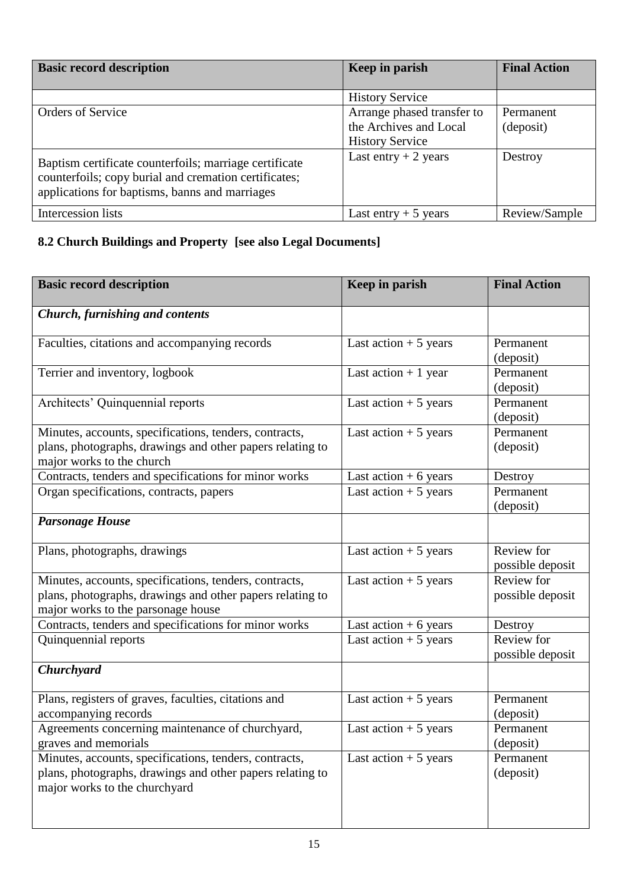| Basic record description | Keep in parish | Final Action |
|---|---|---|
| | History Service | |
| Orders of Service | Arrange phased transfer to the Archives and Local History Service | Permanent (deposit) |
| Baptism certificate counterfoils; marriage certificate counterfoils; copy burial and cremation certificates; applications for baptisms, banns and marriages | Last entry + 2 years | Destroy |
| Intercession lists | Last entry + 5 years | Review/Sample |

### 8.2 Church Buildings and Property [see also Legal Documents]

| Basic record description | Keep in parish | Final Action |
|---|---|---|
| ***Church, furnishing and contents*** | | |
| Faculties, citations and accompanying records | Last action + 5 years | Permanent (deposit) |
| Terrier and inventory, logbook | Last action + 1 year | Permanent (deposit) |
| Architects' Quinquennial reports | Last action + 5 years | Permanent (deposit) |
| Minutes, accounts, specifications, tenders, contracts, plans, photographs, drawings and other papers relating to major works to the church | Last action + 5 years | Permanent (deposit) |
| Contracts, tenders and specifications for minor works | Last action + 6 years | Destroy |
| Organ specifications, contracts, papers | Last action + 5 years | Permanent (deposit) |
| ***Parsonage House*** | | |
| Plans, photographs, drawings | Last action + 5 years | Review for possible deposit |
| Minutes, accounts, specifications, tenders, contracts, plans, photographs, drawings and other papers relating to major works to the parsonage house | Last action + 5 years | Review for possible deposit |
| Contracts, tenders and specifications for minor works | Last action + 6 years | Destroy |
| Quinquennial reports | Last action + 5 years | Review for possible deposit |
| ***Churchyard*** | | |
| Plans, registers of graves, faculties, citations and accompanying records | Last action + 5 years | Permanent (deposit) |
| Agreements concerning maintenance of churchyard, graves and memorials | Last action + 5 years | Permanent (deposit) |
| Minutes, accounts, specifications, tenders, contracts, plans, photographs, drawings and other papers relating to major works to the churchyard | Last action + 5 years | Permanent (deposit) |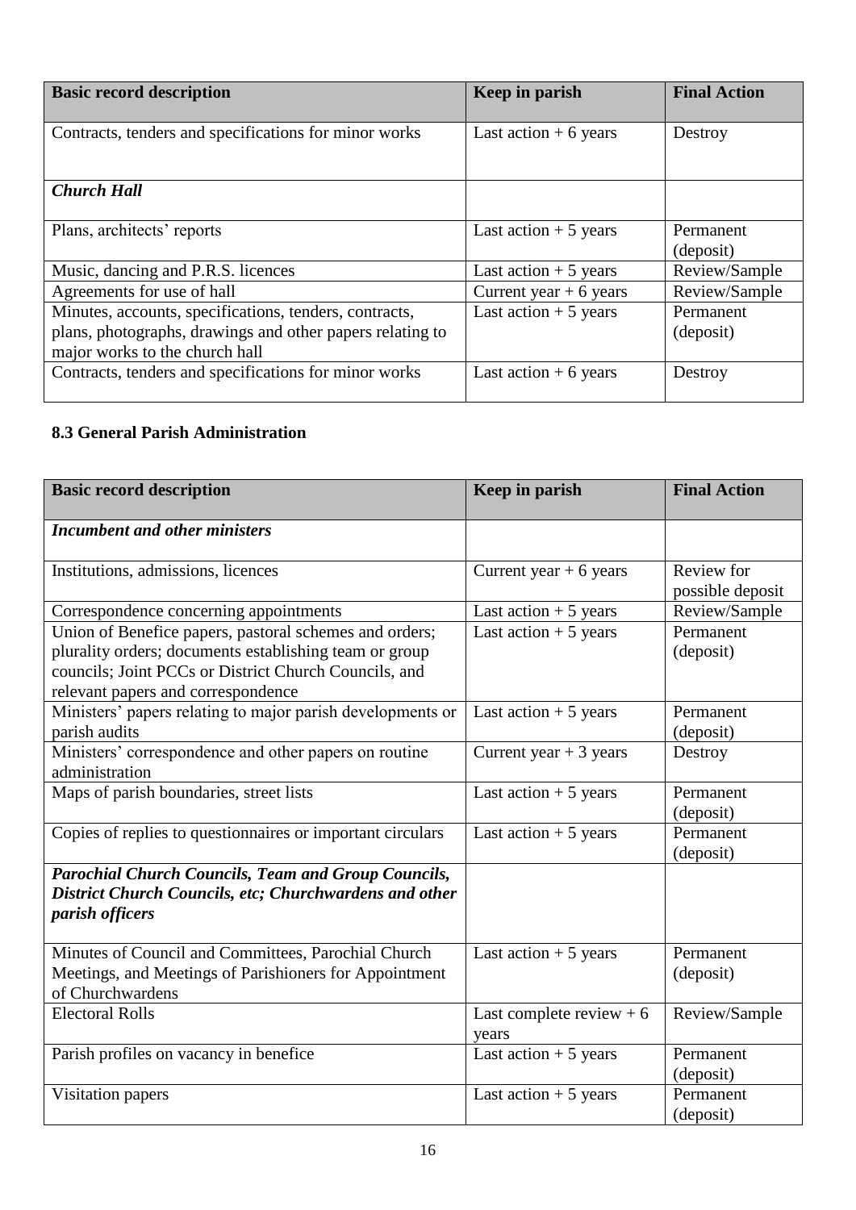| Basic record description | Keep in parish | Final Action |
|---|---|---|
| Contracts, tenders and specifications for minor works | Last action + 6 years | Destroy |
| ***Church Hall*** | | |
| Plans, architects' reports | Last action + 5 years | Permanent (deposit) |
| Music, dancing and P.R.S. licences | Last action + 5 years | Review/Sample |
| Agreements for use of hall | Current year + 6 years | Review/Sample |
| Minutes, accounts, specifications, tenders, contracts, plans, photographs, drawings and other papers relating to major works to the church hall | Last action + 5 years | Permanent (deposit) |
| Contracts, tenders and specifications for minor works | Last action + 6 years | Destroy |

### 8.3 General Parish Administration

| Basic record description | Keep in parish | Final Action |
|---|---|---|
| ***Incumbent and other ministers*** | | |
| Institutions, admissions, licences | Current year + 6 years | Review for possible deposit |
| Correspondence concerning appointments | Last action + 5 years | Review/Sample |
| Union of Benefice papers, pastoral schemes and orders; plurality orders; documents establishing team or group councils; Joint PCCs or District Church Councils, and relevant papers and correspondence | Last action + 5 years | Permanent (deposit) |
| Ministers' papers relating to major parish developments or parish audits | Last action + 5 years | Permanent (deposit) |
| Ministers' correspondence and other papers on routine administration | Current year + 3 years | Destroy |
| Maps of parish boundaries, street lists | Last action + 5 years | Permanent (deposit) |
| Copies of replies to questionnaires or important circulars | Last action + 5 years | Permanent (deposit) |
| ***Parochial Church Councils, Team and Group Councils, District Church Councils, etc; Churchwardens and other parish officers*** | | |
| Minutes of Council and Committees, Parochial Church Meetings, and Meetings of Parishioners for Appointment of Churchwardens | Last action + 5 years | Permanent (deposit) |
| Electoral Rolls | Last complete review + 6 years | Review/Sample |
| Parish profiles on vacancy in benefice | Last action + 5 years | Permanent (deposit) |
| Visitation papers | Last action + 5 years | Permanent (deposit) |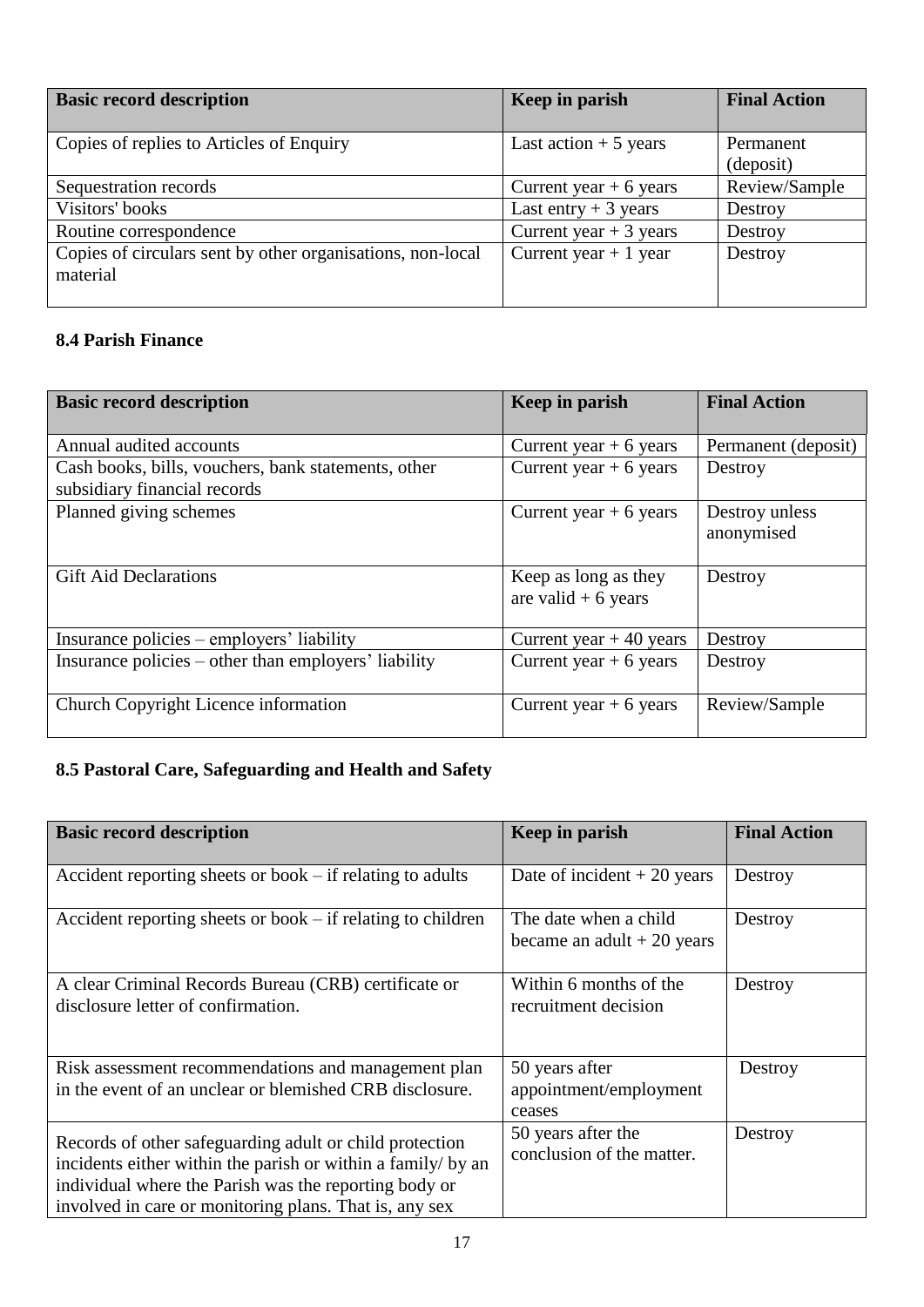| Basic record description | Keep in parish | Final Action |
|---|---|---|
| Copies of replies to Articles of Enquiry | Last action + 5 years | Permanent (deposit) |
| Sequestration records | Current year + 6 years | Review/Sample |
| Visitors' books | Last entry + 3 years | Destroy |
| Routine correspondence | Current year + 3 years | Destroy |
| Copies of circulars sent by other organisations, non-local material | Current year + 1 year | Destroy |

### 8.4 Parish Finance

| Basic record description | Keep in parish | Final Action |
|---|---|---|
| Annual audited accounts | Current year + 6 years | Permanent (deposit) |
| Cash books, bills, vouchers, bank statements, other subsidiary financial records | Current year + 6 years | Destroy |
| Planned giving schemes | Current year + 6 years | Destroy unless anonymised |
| Gift Aid Declarations | Keep as long as they are valid + 6 years | Destroy |
| Insurance policies – employers' liability | Current year + 40 years | Destroy |
| Insurance policies – other than employers' liability | Current year + 6 years | Destroy |
| Church Copyright Licence information | Current year + 6 years | Review/Sample |

### 8.5 Pastoral Care, Safeguarding and Health and Safety

| Basic record description | Keep in parish | Final Action |
|---|---|---|
| Accident reporting sheets or book – if relating to adults | Date of incident + 20 years | Destroy |
| Accident reporting sheets or book – if relating to children | The date when a child became an adult + 20 years | Destroy |
| A clear Criminal Records Bureau (CRB) certificate or disclosure letter of confirmation. | Within 6 months of the recruitment decision | Destroy |
| Risk assessment recommendations and management plan in the event of an unclear or blemished CRB disclosure. | 50 years after appointment/employment ceases | Destroy |
| Records of other safeguarding adult or child protection incidents either within the parish or within a family/ by an individual where the Parish was the reporting body or involved in care or monitoring plans. That is, any sex | 50 years after the conclusion of the matter. | Destroy |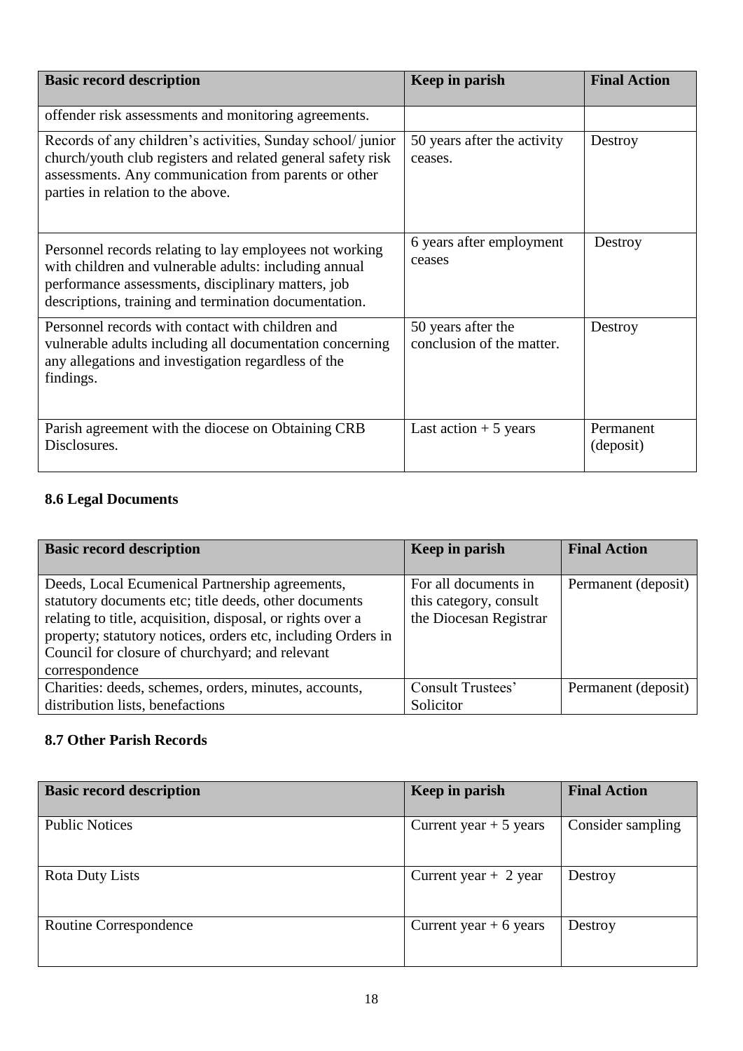| Basic record description | Keep in parish | Final Action |
|---|---|---|
| offender risk assessments and monitoring agreements. | | |
| Records of any children's activities, Sunday school/ junior church/youth club registers and related general safety risk assessments. Any communication from parents or other parties in relation to the above. | 50 years after the activity ceases. | Destroy |
| Personnel records relating to lay employees not working with children and vulnerable adults: including annual performance assessments, disciplinary matters, job descriptions, training and termination documentation. | 6 years after employment ceases | Destroy |
| Personnel records with contact with children and vulnerable adults including all documentation concerning any allegations and investigation regardless of the findings. | 50 years after the conclusion of the matter. | Destroy |
| Parish agreement with the diocese on Obtaining CRB Disclosures. | Last action + 5 years | Permanent (deposit) |

### 8.6 Legal Documents

| Basic record description | Keep in parish | Final Action |
|---|---|---|
| Deeds, Local Ecumenical Partnership agreements, statutory documents etc; title deeds, other documents relating to title, acquisition, disposal, or rights over a property; statutory notices, orders etc, including Orders in Council for closure of churchyard; and relevant correspondence | For all documents in this category, consult the Diocesan Registrar | Permanent (deposit) |
| Charities: deeds, schemes, orders, minutes, accounts, distribution lists, benefactions | Consult Trustees' Solicitor | Permanent (deposit) |

### 8.7 Other Parish Records

| Basic record description | Keep in parish | Final Action |
|---|---|---|
| Public Notices | Current year + 5 years | Consider sampling |
| Rota Duty Lists | Current year + 2 year | Destroy |
| Routine Correspondence | Current year + 6 years | Destroy |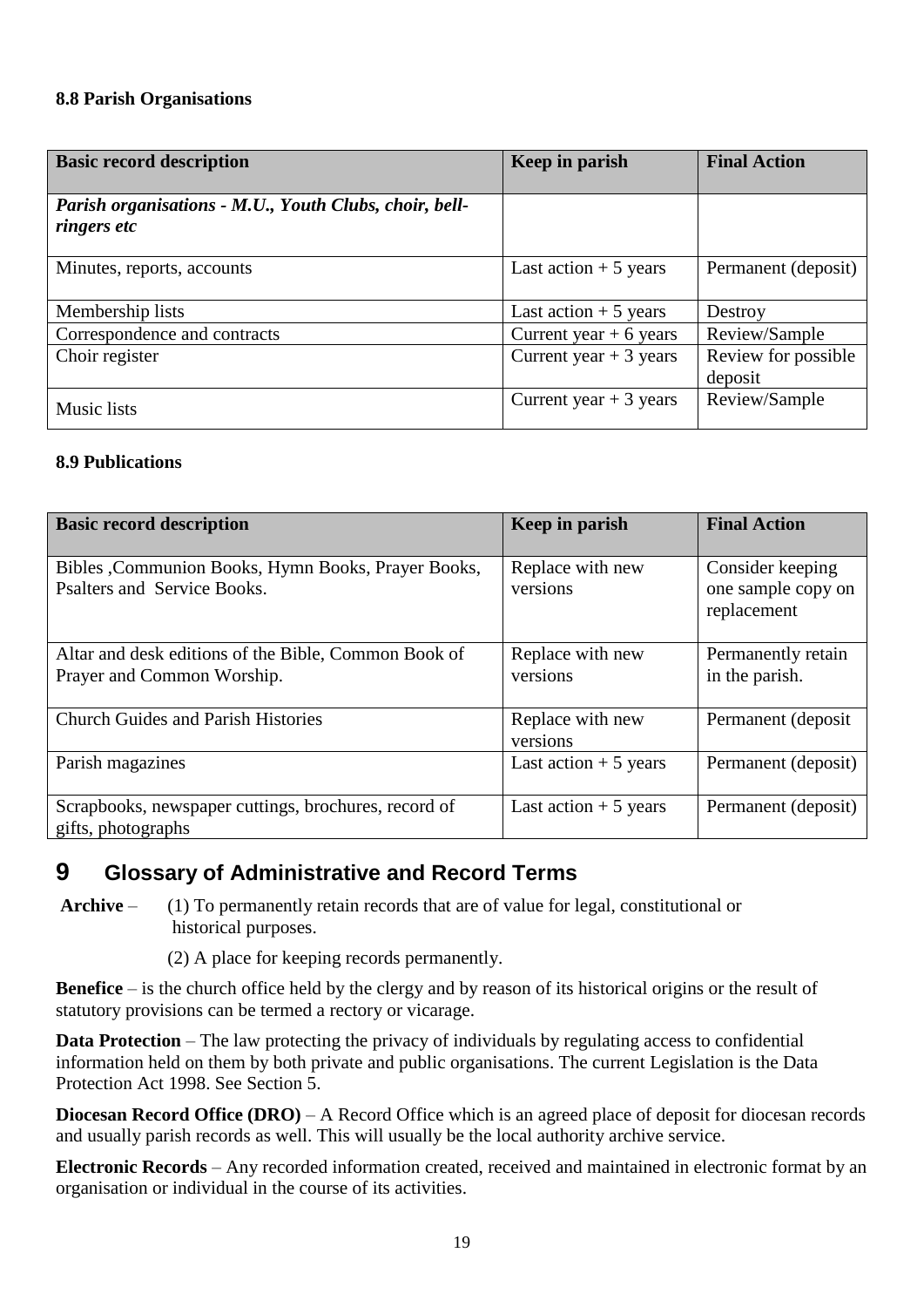### 8.8 Parish Organisations

| Basic record description | Keep in parish | Final Action |
|---|---|---|
| ***Parish organisations - M.U., Youth Clubs, choir, bell-ringers etc*** | | |
| Minutes, reports, accounts | Last action + 5 years | Permanent (deposit) |
| Membership lists | Last action + 5 years | Destroy |
| Correspondence and contracts | Current year + 6 years | Review/Sample |
| Choir register | Current year + 3 years | Review for possible deposit |
| Music lists | Current year + 3 years | Review/Sample |

### 8.9 Publications

| Basic record description | Keep in parish | Final Action |
|---|---|---|
| Bibles ,Communion Books, Hymn Books, Prayer Books, Psalters and Service Books. | Replace with new versions | Consider keeping one sample copy on replacement |
| Altar and desk editions of the Bible, Common Book of Prayer and Common Worship. | Replace with new versions | Permanently retain in the parish. |
| Church Guides and Parish Histories | Replace with new versions | Permanent (deposit |
| Parish magazines | Last action + 5 years | Permanent (deposit) |
| Scrapbooks, newspaper cuttings, brochures, record of gifts, photographs | Last action + 5 years | Permanent (deposit) |

# 9 Glossary of Administrative and Record Terms

**Archive** – (1) To permanently retain records that are of value for legal, constitutional or historical purposes.

(2) A place for keeping records permanently.

**Benefice** – is the church office held by the clergy and by reason of its historical origins or the result of statutory provisions can be termed a rectory or vicarage.

**Data Protection** – The law protecting the privacy of individuals by regulating access to confidential information held on them by both private and public organisations. The current Legislation is the Data Protection Act 1998. See Section 5.

**Diocesan Record Office (DRO)** – A Record Office which is an agreed place of deposit for diocesan records and usually parish records as well. This will usually be the local authority archive service.

**Electronic Records** – Any recorded information created, received and maintained in electronic format by an organisation or individual in the course of its activities.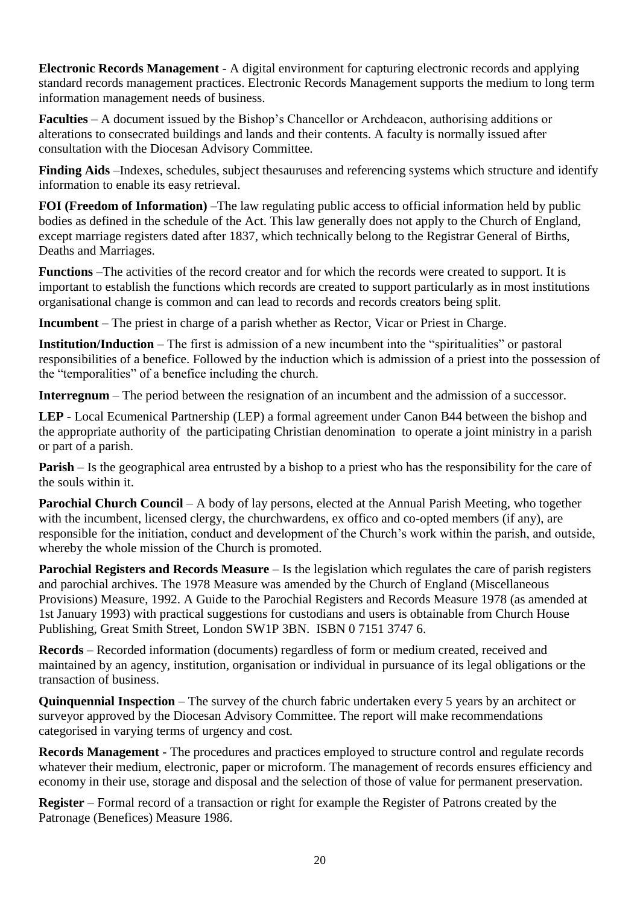**Electronic Records Management** - A digital environment for capturing electronic records and applying standard records management practices. Electronic Records Management supports the medium to long term information management needs of business.

**Faculties** – A document issued by the Bishop's Chancellor or Archdeacon, authorising additions or alterations to consecrated buildings and lands and their contents. A faculty is normally issued after consultation with the Diocesan Advisory Committee.

**Finding Aids** –Indexes, schedules, subject thesauruses and referencing systems which structure and identify information to enable its easy retrieval.

**FOI (Freedom of Information)** –The law regulating public access to official information held by public bodies as defined in the schedule of the Act. This law generally does not apply to the Church of England, except marriage registers dated after 1837, which technically belong to the Registrar General of Births, Deaths and Marriages.

**Functions** –The activities of the record creator and for which the records were created to support. It is important to establish the functions which records are created to support particularly as in most institutions organisational change is common and can lead to records and records creators being split.

**Incumbent** – The priest in charge of a parish whether as Rector, Vicar or Priest in Charge.

**Institution/Induction** – The first is admission of a new incumbent into the "spiritualities" or pastoral responsibilities of a benefice. Followed by the induction which is admission of a priest into the possession of the "temporalities" of a benefice including the church.

**Interregnum** – The period between the resignation of an incumbent and the admission of a successor.

**LEP** - Local Ecumenical Partnership (LEP) a formal agreement under Canon B44 between the bishop and the appropriate authority of the participating Christian denomination to operate a joint ministry in a parish or part of a parish.

**Parish** – Is the geographical area entrusted by a bishop to a priest who has the responsibility for the care of the souls within it.

**Parochial Church Council** – A body of lay persons, elected at the Annual Parish Meeting, who together with the incumbent, licensed clergy, the churchwardens, ex offico and co-opted members (if any), are responsible for the initiation, conduct and development of the Church's work within the parish, and outside, whereby the whole mission of the Church is promoted.

**Parochial Registers and Records Measure** – Is the legislation which regulates the care of parish registers and parochial archives. The 1978 Measure was amended by the Church of England (Miscellaneous Provisions) Measure, 1992. A Guide to the Parochial Registers and Records Measure 1978 (as amended at 1st January 1993) with practical suggestions for custodians and users is obtainable from Church House Publishing, Great Smith Street, London SW1P 3BN. ISBN 0 7151 3747 6.

**Records** – Recorded information (documents) regardless of form or medium created, received and maintained by an agency, institution, organisation or individual in pursuance of its legal obligations or the transaction of business.

**Quinquennial Inspection** – The survey of the church fabric undertaken every 5 years by an architect or surveyor approved by the Diocesan Advisory Committee. The report will make recommendations categorised in varying terms of urgency and cost.

**Records Management** - The procedures and practices employed to structure control and regulate records whatever their medium, electronic, paper or microform. The management of records ensures efficiency and economy in their use, storage and disposal and the selection of those of value for permanent preservation.

**Register** – Formal record of a transaction or right for example the Register of Patrons created by the Patronage (Benefices) Measure 1986.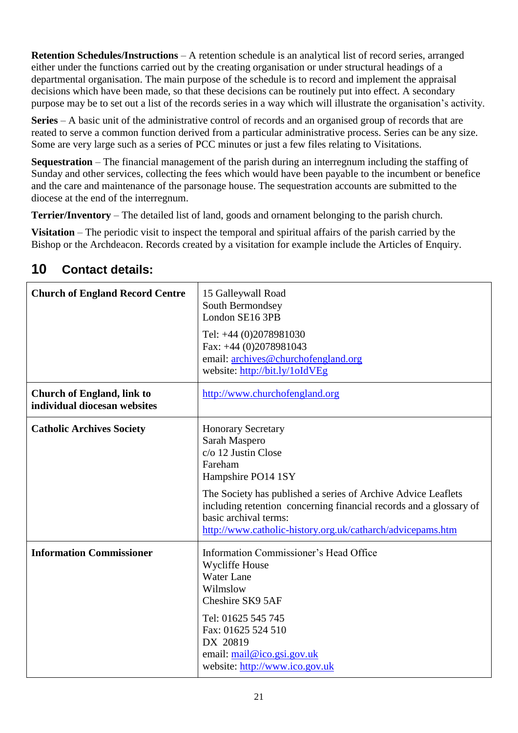**Retention Schedules/Instructions** – A retention schedule is an analytical list of record series, arranged either under the functions carried out by the creating organisation or under structural headings of a departmental organisation. The main purpose of the schedule is to record and implement the appraisal decisions which have been made, so that these decisions can be routinely put into effect. A secondary purpose may be to set out a list of the records series in a way which will illustrate the organisation's activity.

**Series** – A basic unit of the administrative control of records and an organised group of records that are reated to serve a common function derived from a particular administrative process. Series can be any size. Some are very large such as a series of PCC minutes or just a few files relating to Visitations.

**Sequestration** – The financial management of the parish during an interregnum including the staffing of Sunday and other services, collecting the fees which would have been payable to the incumbent or benefice and the care and maintenance of the parsonage house. The sequestration accounts are submitted to the diocese at the end of the interregnum.

**Terrier/Inventory** – The detailed list of land, goods and ornament belonging to the parish church.

**Visitation** – The periodic visit to inspect the temporal and spiritual affairs of the parish carried by the Bishop or the Archdeacon. Records created by a visitation for example include the Articles of Enquiry.

## 10 Contact details:

| | |
|---|---|
| **Church of England Record Centre** | 15 Galleywall Road<br>South Bermondsey<br>London SE16 3PB<br><br>Tel: +44 (0)2078981030<br>Fax: +44 (0)2078981043<br>email: archives@churchofengland.org<br>website: http://bit.ly/1oIdVEg |
| **Church of England, link to individual diocesan websites** | http://www.churchofengland.org |
| **Catholic Archives Society** | Honorary Secretary<br>Sarah Maspero<br>c/o 12 Justin Close<br>Fareham<br>Hampshire PO14 1SY<br><br>The Society has published a series of Archive Advice Leaflets including retention concerning financial records and a glossary of basic archival terms:<br>http://www.catholic-history.org.uk/catharch/advicepams.htm |
| **Information Commissioner** | Information Commissioner's Head Office<br>Wycliffe House<br>Water Lane<br>Wilmslow<br>Cheshire SK9 5AF<br><br>Tel: 01625 545 745<br>Fax: 01625 524 510<br>DX 20819<br>email: mail@ico.gsi.gov.uk<br>website: http://www.ico.gov.uk |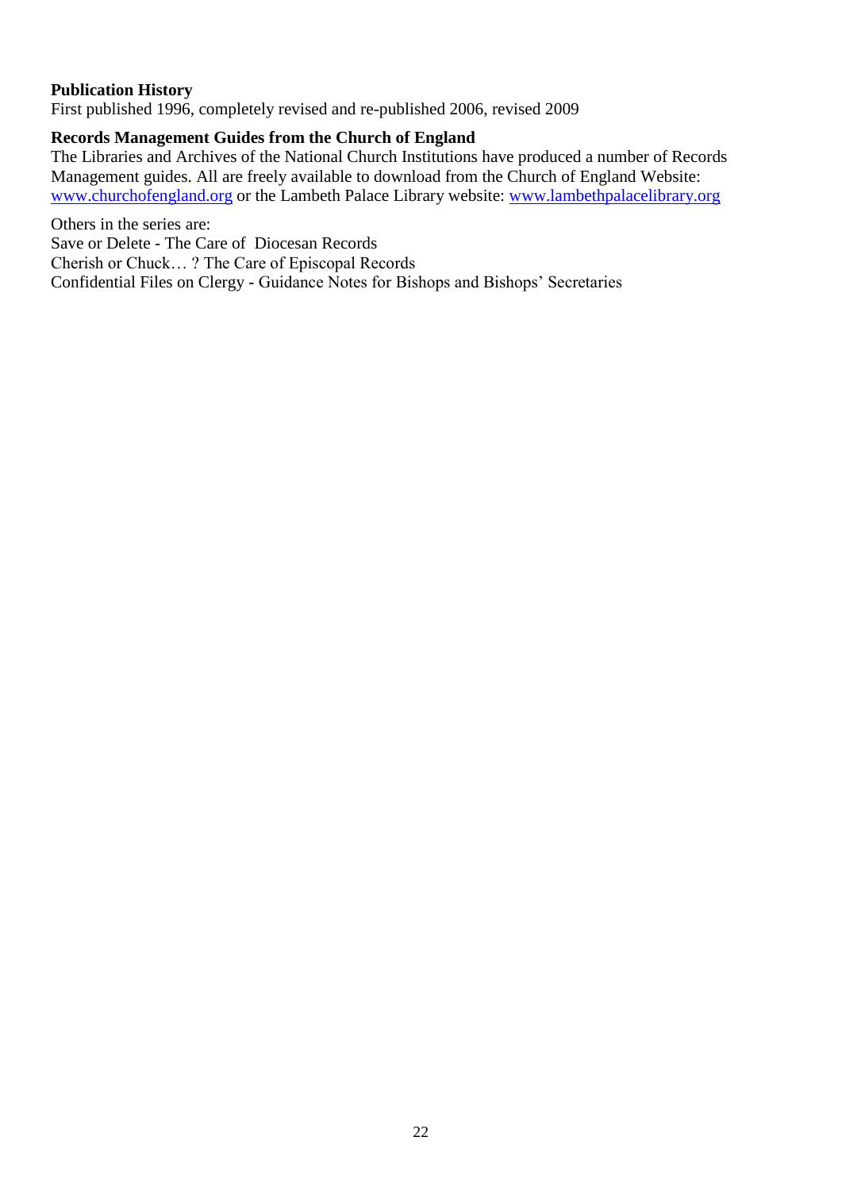**Publication History**
First published 1996, completely revised and re-published 2006, revised 2009

**Records Management Guides from the Church of England**
The Libraries and Archives of the National Church Institutions have produced a number of Records Management guides. All are freely available to download from the Church of England Website: www.churchofengland.org or the Lambeth Palace Library website: www.lambethpalacelibrary.org

Others in the series are:
Save or Delete - The Care of Diocesan Records
Cherish or Chuck… ? The Care of Episcopal Records
Confidential Files on Clergy - Guidance Notes for Bishops and Bishops' Secretaries